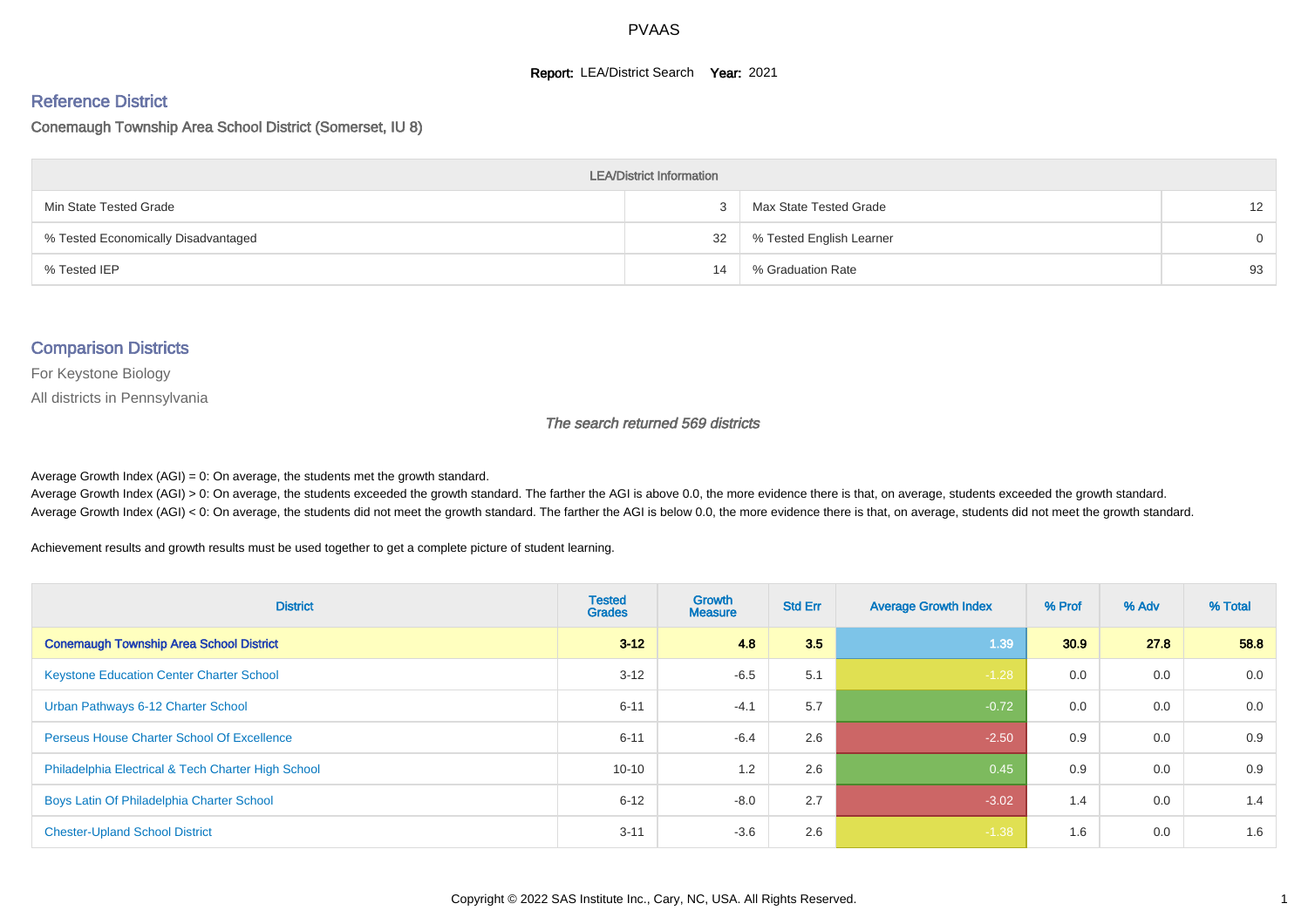# PVAAS

**Report:** LEA/District Search **Year:** 2021

## Reference District

Conemaugh Township Area School District (Somerset, IU 8)

| LEA/District Information | | | |
|---|---|---|---|
| Min State Tested Grade | 3 | Max State Tested Grade | 12 |
| % Tested Economically Disadvantaged | 32 | % Tested English Learner | 0 |
| % Tested IEP | 14 | % Graduation Rate | 93 |

## Comparison Districts

For Keystone Biology

All districts in Pennsylvania

*The search returned 569 districts*

Average Growth Index (AGI) = 0: On average, the students met the growth standard.
Average Growth Index (AGI) > 0: On average, the students exceeded the growth standard. The farther the AGI is above 0.0, the more evidence there is that, on average, students exceeded the growth standard.
Average Growth Index (AGI) < 0: On average, the students did not meet the growth standard. The farther the AGI is below 0.0, the more evidence there is that, on average, students did not meet the growth standard.

Achievement results and growth results must be used together to get a complete picture of student learning.

| District | Tested Grades | Growth Measure | Std Err | Average Growth Index | % Prof | % Adv | % Total |
|---|---|---|---|---|---|---|---|
| **Conemaugh Township Area School District** | **3-12** | **4.8** | **3.5** | **1.39** | **30.9** | **27.8** | **58.8** |
| Keystone Education Center Charter School | 3-12 | -6.5 | 5.1 | -1.28 | 0.0 | 0.0 | 0.0 |
| Urban Pathways 6-12 Charter School | 6-11 | -4.1 | 5.7 | -0.72 | 0.0 | 0.0 | 0.0 |
| Perseus House Charter School Of Excellence | 6-11 | -6.4 | 2.6 | -2.50 | 0.9 | 0.0 | 0.9 |
| Philadelphia Electrical & Tech Charter High School | 10-10 | 1.2 | 2.6 | 0.45 | 0.9 | 0.0 | 0.9 |
| Boys Latin Of Philadelphia Charter School | 6-12 | -8.0 | 2.7 | -3.02 | 1.4 | 0.0 | 1.4 |
| Chester-Upland School District | 3-11 | -3.6 | 2.6 | -1.38 | 1.6 | 0.0 | 1.6 |

Copyright © 2022 SAS Institute Inc., Cary, NC, USA. All Rights Reserved.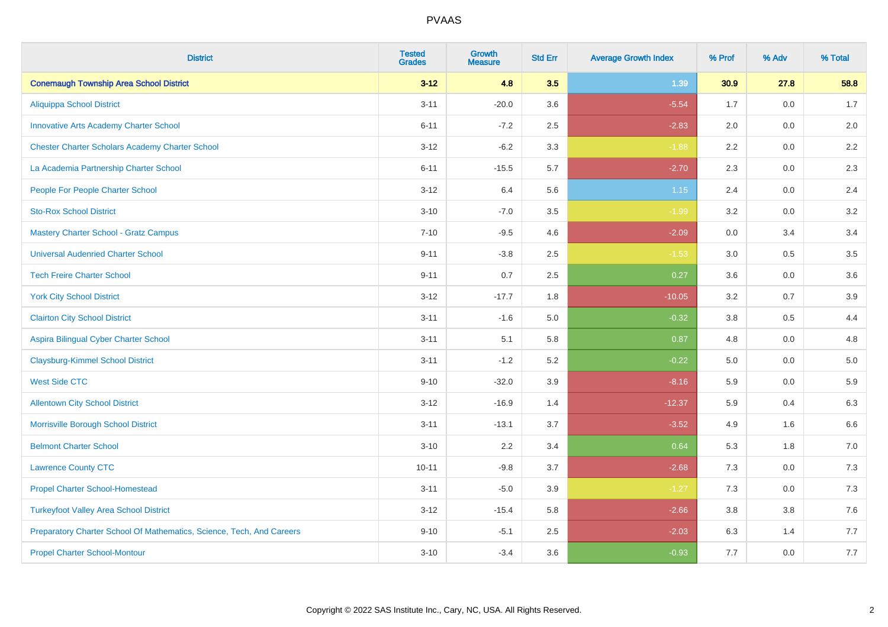# PVAAS

| District | Tested Grades | Growth Measure | Std Err | Average Growth Index | % Prof | % Adv | % Total |
|---|---|---|---|---|---|---|---|
| **Conemaugh Township Area School District** | **3-12** | **4.8** | **3.5** | **1.39** | **30.9** | **27.8** | **58.8** |
| Aliquippa School District | 3-11 | -20.0 | 3.6 | -5.54 | 1.7 | 0.0 | 1.7 |
| Innovative Arts Academy Charter School | 6-11 | -7.2 | 2.5 | -2.83 | 2.0 | 0.0 | 2.0 |
| Chester Charter Scholars Academy Charter School | 3-12 | -6.2 | 3.3 | -1.88 | 2.2 | 0.0 | 2.2 |
| La Academia Partnership Charter School | 6-11 | -15.5 | 5.7 | -2.70 | 2.3 | 0.0 | 2.3 |
| People For People Charter School | 3-12 | 6.4 | 5.6 | 1.15 | 2.4 | 0.0 | 2.4 |
| Sto-Rox School District | 3-10 | -7.0 | 3.5 | -1.99 | 3.2 | 0.0 | 3.2 |
| Mastery Charter School - Gratz Campus | 7-10 | -9.5 | 4.6 | -2.09 | 0.0 | 3.4 | 3.4 |
| Universal Audenried Charter School | 9-11 | -3.8 | 2.5 | -1.53 | 3.0 | 0.5 | 3.5 |
| Tech Freire Charter School | 9-11 | 0.7 | 2.5 | 0.27 | 3.6 | 0.0 | 3.6 |
| York City School District | 3-12 | -17.7 | 1.8 | -10.05 | 3.2 | 0.7 | 3.9 |
| Clairton City School District | 3-11 | -1.6 | 5.0 | -0.32 | 3.8 | 0.5 | 4.4 |
| Aspira Bilingual Cyber Charter School | 3-11 | 5.1 | 5.8 | 0.87 | 4.8 | 0.0 | 4.8 |
| Claysburg-Kimmel School District | 3-11 | -1.2 | 5.2 | -0.22 | 5.0 | 0.0 | 5.0 |
| West Side CTC | 9-10 | -32.0 | 3.9 | -8.16 | 5.9 | 0.0 | 5.9 |
| Allentown City School District | 3-12 | -16.9 | 1.4 | -12.37 | 5.9 | 0.4 | 6.3 |
| Morrisville Borough School District | 3-11 | -13.1 | 3.7 | -3.52 | 4.9 | 1.6 | 6.6 |
| Belmont Charter School | 3-10 | 2.2 | 3.4 | 0.64 | 5.3 | 1.8 | 7.0 |
| Lawrence County CTC | 10-11 | -9.8 | 3.7 | -2.68 | 7.3 | 0.0 | 7.3 |
| Propel Charter School-Homestead | 3-11 | -5.0 | 3.9 | -1.27 | 7.3 | 0.0 | 7.3 |
| Turkeyfoot Valley Area School District | 3-12 | -15.4 | 5.8 | -2.66 | 3.8 | 3.8 | 7.6 |
| Preparatory Charter School Of Mathematics, Science, Tech, And Careers | 9-10 | -5.1 | 2.5 | -2.03 | 6.3 | 1.4 | 7.7 |
| Propel Charter School-Montour | 3-10 | -3.4 | 3.6 | -0.93 | 7.7 | 0.0 | 7.7 |

Copyright © 2022 SAS Institute Inc., Cary, NC, USA. All Rights Reserved.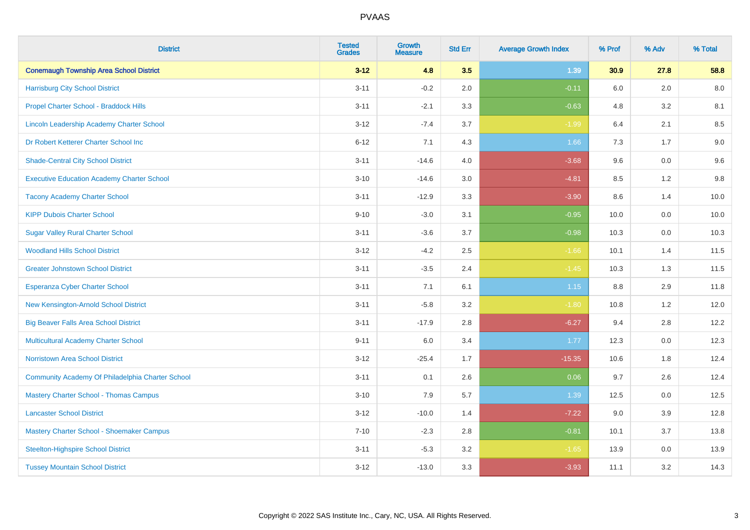PVAAS

| District | Tested Grades | Growth Measure | Std Err | Average Growth Index | % Prof | % Adv | % Total |
|---|---|---|---|---|---|---|---|
| **Conemaugh Township Area School District** | **3-12** | **4.8** | **3.5** | **1.39** | **30.9** | **27.8** | **58.8** |
| Harrisburg City School District | 3-11 | -0.2 | 2.0 | -0.11 | 6.0 | 2.0 | 8.0 |
| Propel Charter School - Braddock Hills | 3-11 | -2.1 | 3.3 | -0.63 | 4.8 | 3.2 | 8.1 |
| Lincoln Leadership Academy Charter School | 3-12 | -7.4 | 3.7 | -1.99 | 6.4 | 2.1 | 8.5 |
| Dr Robert Ketterer Charter School Inc | 6-12 | 7.1 | 4.3 | 1.66 | 7.3 | 1.7 | 9.0 |
| Shade-Central City School District | 3-11 | -14.6 | 4.0 | -3.68 | 9.6 | 0.0 | 9.6 |
| Executive Education Academy Charter School | 3-10 | -14.6 | 3.0 | -4.81 | 8.5 | 1.2 | 9.8 |
| Tacony Academy Charter School | 3-11 | -12.9 | 3.3 | -3.90 | 8.6 | 1.4 | 10.0 |
| KIPP Dubois Charter School | 9-10 | -3.0 | 3.1 | -0.95 | 10.0 | 0.0 | 10.0 |
| Sugar Valley Rural Charter School | 3-11 | -3.6 | 3.7 | -0.98 | 10.3 | 0.0 | 10.3 |
| Woodland Hills School District | 3-12 | -4.2 | 2.5 | -1.66 | 10.1 | 1.4 | 11.5 |
| Greater Johnstown School District | 3-11 | -3.5 | 2.4 | -1.45 | 10.3 | 1.3 | 11.5 |
| Esperanza Cyber Charter School | 3-11 | 7.1 | 6.1 | 1.15 | 8.8 | 2.9 | 11.8 |
| New Kensington-Arnold School District | 3-11 | -5.8 | 3.2 | -1.80 | 10.8 | 1.2 | 12.0 |
| Big Beaver Falls Area School District | 3-11 | -17.9 | 2.8 | -6.27 | 9.4 | 2.8 | 12.2 |
| Multicultural Academy Charter School | 9-11 | 6.0 | 3.4 | 1.77 | 12.3 | 0.0 | 12.3 |
| Norristown Area School District | 3-12 | -25.4 | 1.7 | -15.35 | 10.6 | 1.8 | 12.4 |
| Community Academy Of Philadelphia Charter School | 3-11 | 0.1 | 2.6 | 0.06 | 9.7 | 2.6 | 12.4 |
| Mastery Charter School - Thomas Campus | 3-10 | 7.9 | 5.7 | 1.39 | 12.5 | 0.0 | 12.5 |
| Lancaster School District | 3-12 | -10.0 | 1.4 | -7.22 | 9.0 | 3.9 | 12.8 |
| Mastery Charter School - Shoemaker Campus | 7-10 | -2.3 | 2.8 | -0.81 | 10.1 | 3.7 | 13.8 |
| Steelton-Highspire School District | 3-11 | -5.3 | 3.2 | -1.65 | 13.9 | 0.0 | 13.9 |
| Tussey Mountain School District | 3-12 | -13.0 | 3.3 | -3.93 | 11.1 | 3.2 | 14.3 |

Copyright © 2022 SAS Institute Inc., Cary, NC, USA. All Rights Reserved.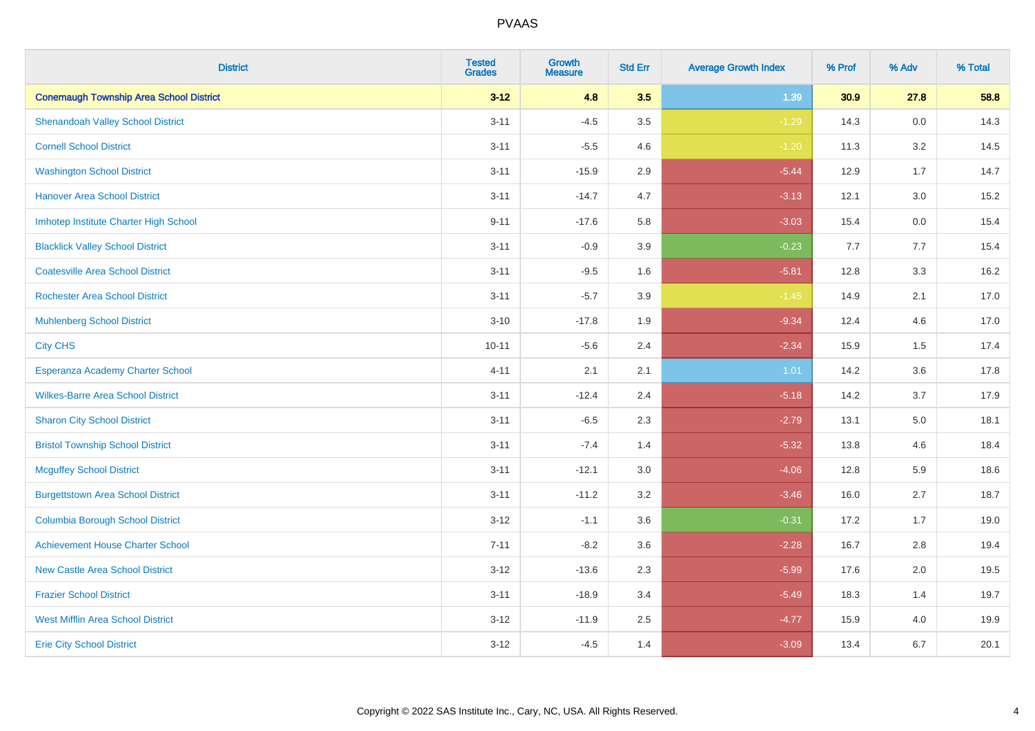# PVAAS

| District | Tested Grades | Growth Measure | Std Err | Average Growth Index | % Prof | % Adv | % Total |
|---|---|---|---|---|---|---|---|
| **Conemaugh Township Area School District** | **3-12** | **4.8** | **3.5** | **1.39** | **30.9** | **27.8** | **58.8** |
| Shenandoah Valley School District | 3-11 | -4.5 | 3.5 | -1.29 | 14.3 | 0.0 | 14.3 |
| Cornell School District | 3-11 | -5.5 | 4.6 | -1.20 | 11.3 | 3.2 | 14.5 |
| Washington School District | 3-11 | -15.9 | 2.9 | -5.44 | 12.9 | 1.7 | 14.7 |
| Hanover Area School District | 3-11 | -14.7 | 4.7 | -3.13 | 12.1 | 3.0 | 15.2 |
| Imhotep Institute Charter High School | 9-11 | -17.6 | 5.8 | -3.03 | 15.4 | 0.0 | 15.4 |
| Blacklick Valley School District | 3-11 | -0.9 | 3.9 | -0.23 | 7.7 | 7.7 | 15.4 |
| Coatesville Area School District | 3-11 | -9.5 | 1.6 | -5.81 | 12.8 | 3.3 | 16.2 |
| Rochester Area School District | 3-11 | -5.7 | 3.9 | -1.45 | 14.9 | 2.1 | 17.0 |
| Muhlenberg School District | 3-10 | -17.8 | 1.9 | -9.34 | 12.4 | 4.6 | 17.0 |
| City CHS | 10-11 | -5.6 | 2.4 | -2.34 | 15.9 | 1.5 | 17.4 |
| Esperanza Academy Charter School | 4-11 | 2.1 | 2.1 | 1.01 | 14.2 | 3.6 | 17.8 |
| Wilkes-Barre Area School District | 3-11 | -12.4 | 2.4 | -5.18 | 14.2 | 3.7 | 17.9 |
| Sharon City School District | 3-11 | -6.5 | 2.3 | -2.79 | 13.1 | 5.0 | 18.1 |
| Bristol Township School District | 3-11 | -7.4 | 1.4 | -5.32 | 13.8 | 4.6 | 18.4 |
| Mcguffey School District | 3-11 | -12.1 | 3.0 | -4.06 | 12.8 | 5.9 | 18.6 |
| Burgettstown Area School District | 3-11 | -11.2 | 3.2 | -3.46 | 16.0 | 2.7 | 18.7 |
| Columbia Borough School District | 3-12 | -1.1 | 3.6 | -0.31 | 17.2 | 1.7 | 19.0 |
| Achievement House Charter School | 7-11 | -8.2 | 3.6 | -2.28 | 16.7 | 2.8 | 19.4 |
| New Castle Area School District | 3-12 | -13.6 | 2.3 | -5.99 | 17.6 | 2.0 | 19.5 |
| Frazier School District | 3-11 | -18.9 | 3.4 | -5.49 | 18.3 | 1.4 | 19.7 |
| West Mifflin Area School District | 3-12 | -11.9 | 2.5 | -4.77 | 15.9 | 4.0 | 19.9 |
| Erie City School District | 3-12 | -4.5 | 1.4 | -3.09 | 13.4 | 6.7 | 20.1 |

Copyright © 2022 SAS Institute Inc., Cary, NC, USA. All Rights Reserved.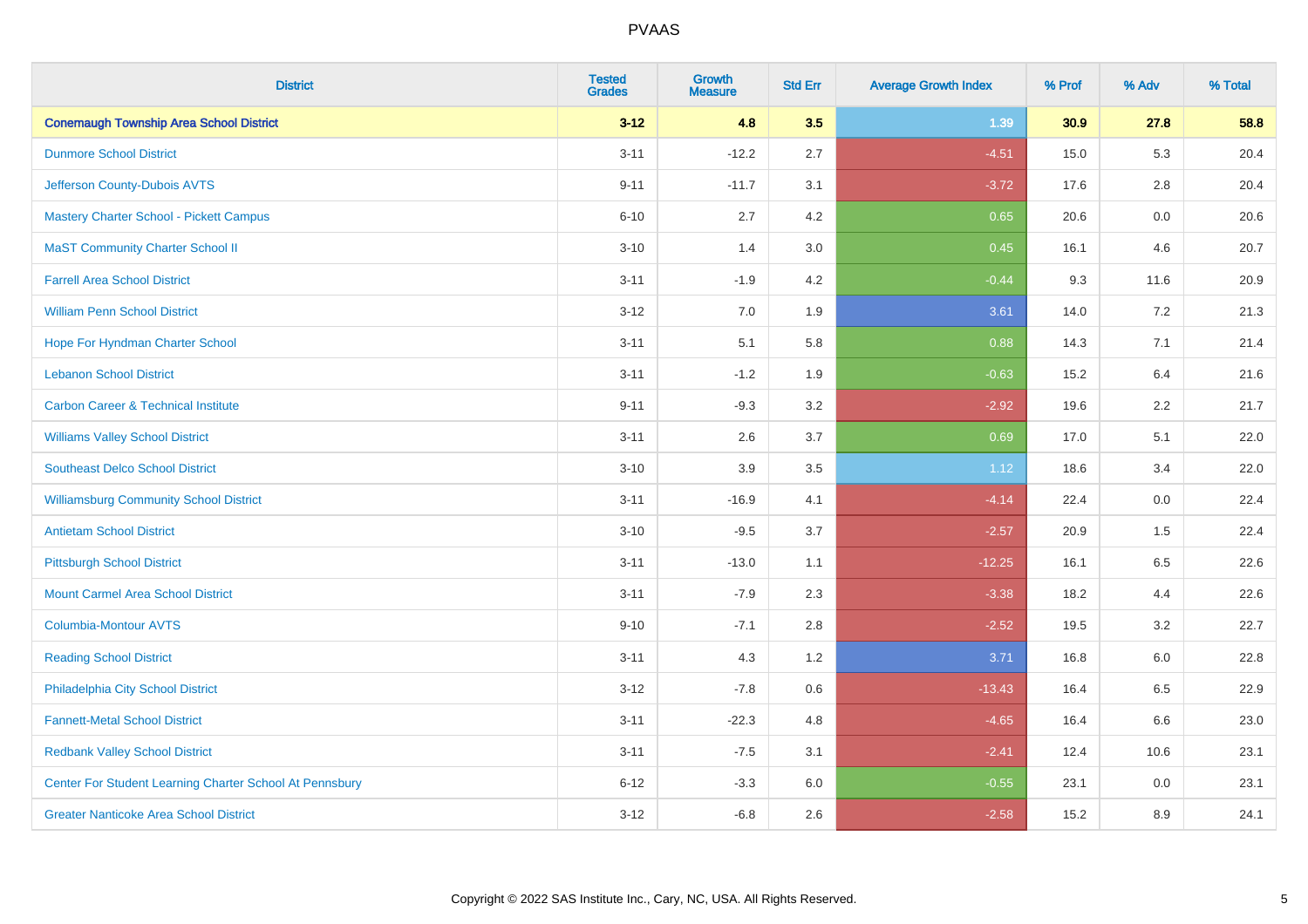# PVAAS

| District | Tested Grades | Growth Measure | Std Err | Average Growth Index | % Prof | % Adv | % Total |
|---|---|---|---|---|---|---|---|
| **Conemaugh Township Area School District** | **3-12** | **4.8** | **3.5** | **1.39** | **30.9** | **27.8** | **58.8** |
| Dunmore School District | 3-11 | -12.2 | 2.7 | -4.51 | 15.0 | 5.3 | 20.4 |
| Jefferson County-Dubois AVTS | 9-11 | -11.7 | 3.1 | -3.72 | 17.6 | 2.8 | 20.4 |
| Mastery Charter School - Pickett Campus | 6-10 | 2.7 | 4.2 | 0.65 | 20.6 | 0.0 | 20.6 |
| MaST Community Charter School II | 3-10 | 1.4 | 3.0 | 0.45 | 16.1 | 4.6 | 20.7 |
| Farrell Area School District | 3-11 | -1.9 | 4.2 | -0.44 | 9.3 | 11.6 | 20.9 |
| William Penn School District | 3-12 | 7.0 | 1.9 | 3.61 | 14.0 | 7.2 | 21.3 |
| Hope For Hyndman Charter School | 3-11 | 5.1 | 5.8 | 0.88 | 14.3 | 7.1 | 21.4 |
| Lebanon School District | 3-11 | -1.2 | 1.9 | -0.63 | 15.2 | 6.4 | 21.6 |
| Carbon Career & Technical Institute | 9-11 | -9.3 | 3.2 | -2.92 | 19.6 | 2.2 | 21.7 |
| Williams Valley School District | 3-11 | 2.6 | 3.7 | 0.69 | 17.0 | 5.1 | 22.0 |
| Southeast Delco School District | 3-10 | 3.9 | 3.5 | 1.12 | 18.6 | 3.4 | 22.0 |
| Williamsburg Community School District | 3-11 | -16.9 | 4.1 | -4.14 | 22.4 | 0.0 | 22.4 |
| Antietam School District | 3-10 | -9.5 | 3.7 | -2.57 | 20.9 | 1.5 | 22.4 |
| Pittsburgh School District | 3-11 | -13.0 | 1.1 | -12.25 | 16.1 | 6.5 | 22.6 |
| Mount Carmel Area School District | 3-11 | -7.9 | 2.3 | -3.38 | 18.2 | 4.4 | 22.6 |
| Columbia-Montour AVTS | 9-10 | -7.1 | 2.8 | -2.52 | 19.5 | 3.2 | 22.7 |
| Reading School District | 3-11 | 4.3 | 1.2 | 3.71 | 16.8 | 6.0 | 22.8 |
| Philadelphia City School District | 3-12 | -7.8 | 0.6 | -13.43 | 16.4 | 6.5 | 22.9 |
| Fannett-Metal School District | 3-11 | -22.3 | 4.8 | -4.65 | 16.4 | 6.6 | 23.0 |
| Redbank Valley School District | 3-11 | -7.5 | 3.1 | -2.41 | 12.4 | 10.6 | 23.1 |
| Center For Student Learning Charter School At Pennsbury | 6-12 | -3.3 | 6.0 | -0.55 | 23.1 | 0.0 | 23.1 |
| Greater Nanticoke Area School District | 3-12 | -6.8 | 2.6 | -2.58 | 15.2 | 8.9 | 24.1 |

Copyright © 2022 SAS Institute Inc., Cary, NC, USA. All Rights Reserved.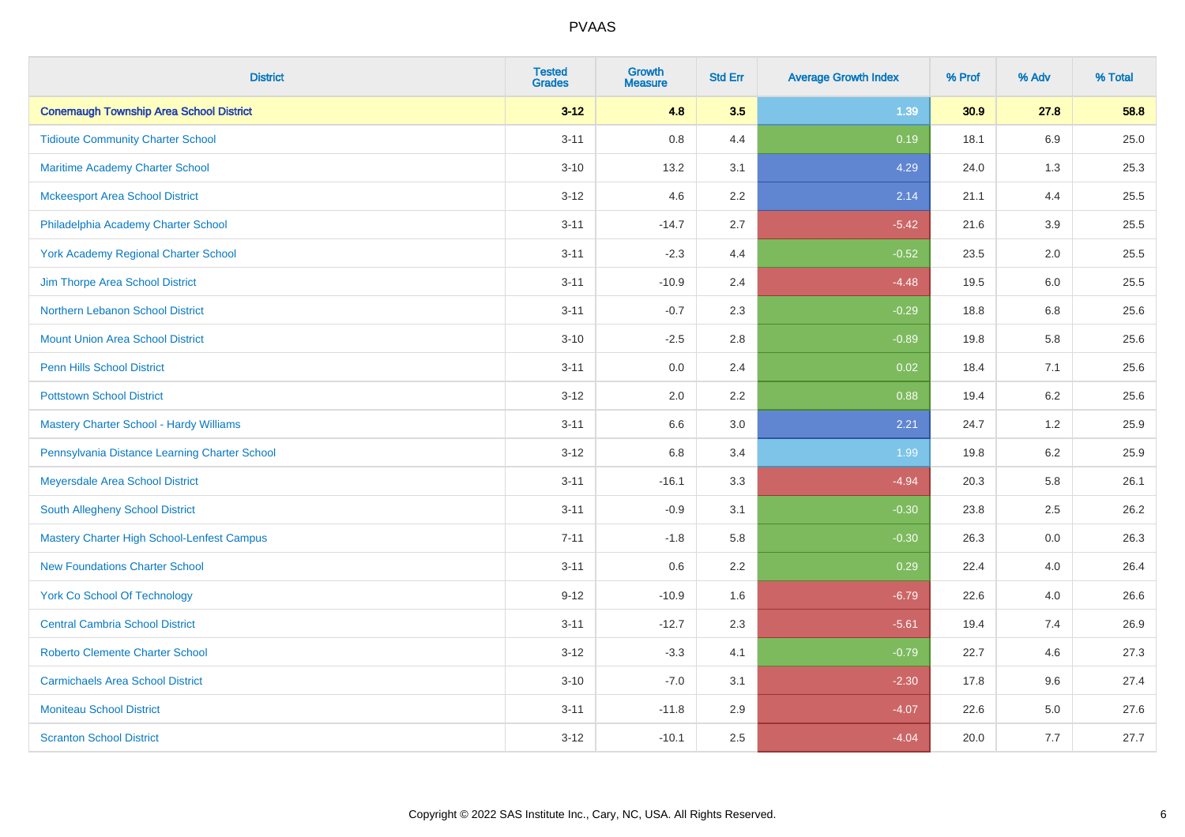| District | Tested Grades | Growth Measure | Std Err | Average Growth Index | % Prof | % Adv | % Total |
|---|---|---|---|---|---|---|---|
| **Conemaugh Township Area School District** | **3-12** | **4.8** | **3.5** | **1.39** | **30.9** | **27.8** | **58.8** |
| Tidioute Community Charter School | 3-11 | 0.8 | 4.4 | 0.19 | 18.1 | 6.9 | 25.0 |
| Maritime Academy Charter School | 3-10 | 13.2 | 3.1 | 4.29 | 24.0 | 1.3 | 25.3 |
| Mckeesport Area School District | 3-12 | 4.6 | 2.2 | 2.14 | 21.1 | 4.4 | 25.5 |
| Philadelphia Academy Charter School | 3-11 | -14.7 | 2.7 | -5.42 | 21.6 | 3.9 | 25.5 |
| York Academy Regional Charter School | 3-11 | -2.3 | 4.4 | -0.52 | 23.5 | 2.0 | 25.5 |
| Jim Thorpe Area School District | 3-11 | -10.9 | 2.4 | -4.48 | 19.5 | 6.0 | 25.5 |
| Northern Lebanon School District | 3-11 | -0.7 | 2.3 | -0.29 | 18.8 | 6.8 | 25.6 |
| Mount Union Area School District | 3-10 | -2.5 | 2.8 | -0.89 | 19.8 | 5.8 | 25.6 |
| Penn Hills School District | 3-11 | 0.0 | 2.4 | 0.02 | 18.4 | 7.1 | 25.6 |
| Pottstown School District | 3-12 | 2.0 | 2.2 | 0.88 | 19.4 | 6.2 | 25.6 |
| Mastery Charter School - Hardy Williams | 3-11 | 6.6 | 3.0 | 2.21 | 24.7 | 1.2 | 25.9 |
| Pennsylvania Distance Learning Charter School | 3-12 | 6.8 | 3.4 | 1.99 | 19.8 | 6.2 | 25.9 |
| Meyersdale Area School District | 3-11 | -16.1 | 3.3 | -4.94 | 20.3 | 5.8 | 26.1 |
| South Allegheny School District | 3-11 | -0.9 | 3.1 | -0.30 | 23.8 | 2.5 | 26.2 |
| Mastery Charter High School-Lenfest Campus | 7-11 | -1.8 | 5.8 | -0.30 | 26.3 | 0.0 | 26.3 |
| New Foundations Charter School | 3-11 | 0.6 | 2.2 | 0.29 | 22.4 | 4.0 | 26.4 |
| York Co School Of Technology | 9-12 | -10.9 | 1.6 | -6.79 | 22.6 | 4.0 | 26.6 |
| Central Cambria School District | 3-11 | -12.7 | 2.3 | -5.61 | 19.4 | 7.4 | 26.9 |
| Roberto Clemente Charter School | 3-12 | -3.3 | 4.1 | -0.79 | 22.7 | 4.6 | 27.3 |
| Carmichaels Area School District | 3-10 | -7.0 | 3.1 | -2.30 | 17.8 | 9.6 | 27.4 |
| Moniteau School District | 3-11 | -11.8 | 2.9 | -4.07 | 22.6 | 5.0 | 27.6 |
| Scranton School District | 3-12 | -10.1 | 2.5 | -4.04 | 20.0 | 7.7 | 27.7 |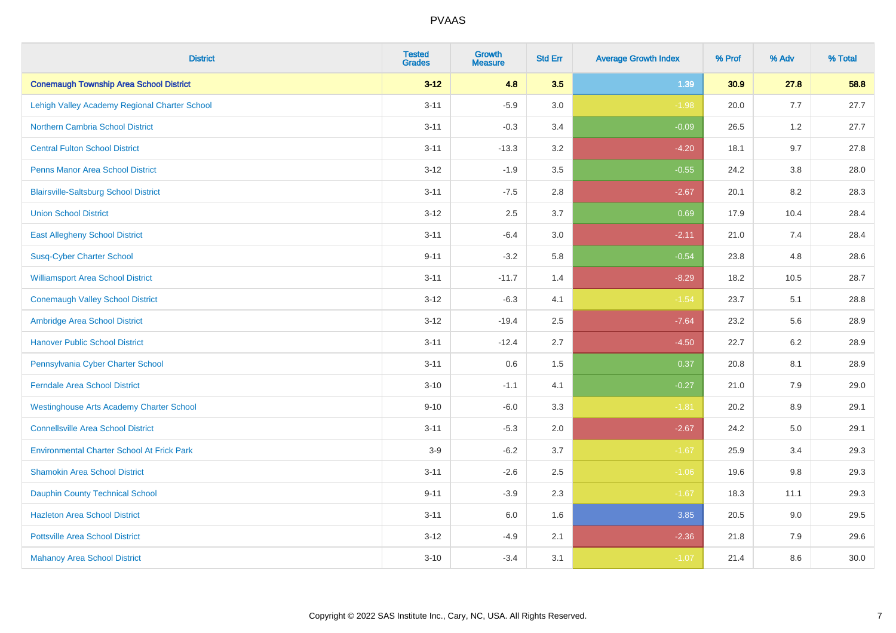# PVAAS

| District | Tested Grades | Growth Measure | Std Err | Average Growth Index | % Prof | % Adv | % Total |
|---|---|---|---|---|---|---|---|
| **Conemaugh Township Area School District** | **3-12** | **4.8** | **3.5** | **1.39** | **30.9** | **27.8** | **58.8** |
| Lehigh Valley Academy Regional Charter School | 3-11 | -5.9 | 3.0 | -1.98 | 20.0 | 7.7 | 27.7 |
| Northern Cambria School District | 3-11 | -0.3 | 3.4 | -0.09 | 26.5 | 1.2 | 27.7 |
| Central Fulton School District | 3-11 | -13.3 | 3.2 | -4.20 | 18.1 | 9.7 | 27.8 |
| Penns Manor Area School District | 3-12 | -1.9 | 3.5 | -0.55 | 24.2 | 3.8 | 28.0 |
| Blairsville-Saltsburg School District | 3-11 | -7.5 | 2.8 | -2.67 | 20.1 | 8.2 | 28.3 |
| Union School District | 3-12 | 2.5 | 3.7 | 0.69 | 17.9 | 10.4 | 28.4 |
| East Allegheny School District | 3-11 | -6.4 | 3.0 | -2.11 | 21.0 | 7.4 | 28.4 |
| Susq-Cyber Charter School | 9-11 | -3.2 | 5.8 | -0.54 | 23.8 | 4.8 | 28.6 |
| Williamsport Area School District | 3-11 | -11.7 | 1.4 | -8.29 | 18.2 | 10.5 | 28.7 |
| Conemaugh Valley School District | 3-12 | -6.3 | 4.1 | -1.54 | 23.7 | 5.1 | 28.8 |
| Ambridge Area School District | 3-12 | -19.4 | 2.5 | -7.64 | 23.2 | 5.6 | 28.9 |
| Hanover Public School District | 3-11 | -12.4 | 2.7 | -4.50 | 22.7 | 6.2 | 28.9 |
| Pennsylvania Cyber Charter School | 3-11 | 0.6 | 1.5 | 0.37 | 20.8 | 8.1 | 28.9 |
| Ferndale Area School District | 3-10 | -1.1 | 4.1 | -0.27 | 21.0 | 7.9 | 29.0 |
| Westinghouse Arts Academy Charter School | 9-10 | -6.0 | 3.3 | -1.81 | 20.2 | 8.9 | 29.1 |
| Connellsville Area School District | 3-11 | -5.3 | 2.0 | -2.67 | 24.2 | 5.0 | 29.1 |
| Environmental Charter School At Frick Park | 3-9 | -6.2 | 3.7 | -1.67 | 25.9 | 3.4 | 29.3 |
| Shamokin Area School District | 3-11 | -2.6 | 2.5 | -1.06 | 19.6 | 9.8 | 29.3 |
| Dauphin County Technical School | 9-11 | -3.9 | 2.3 | -1.67 | 18.3 | 11.1 | 29.3 |
| Hazleton Area School District | 3-11 | 6.0 | 1.6 | 3.85 | 20.5 | 9.0 | 29.5 |
| Pottsville Area School District | 3-12 | -4.9 | 2.1 | -2.36 | 21.8 | 7.9 | 29.6 |
| Mahanoy Area School District | 3-10 | -3.4 | 3.1 | -1.07 | 21.4 | 8.6 | 30.0 |

Copyright © 2022 SAS Institute Inc., Cary, NC, USA. All Rights Reserved.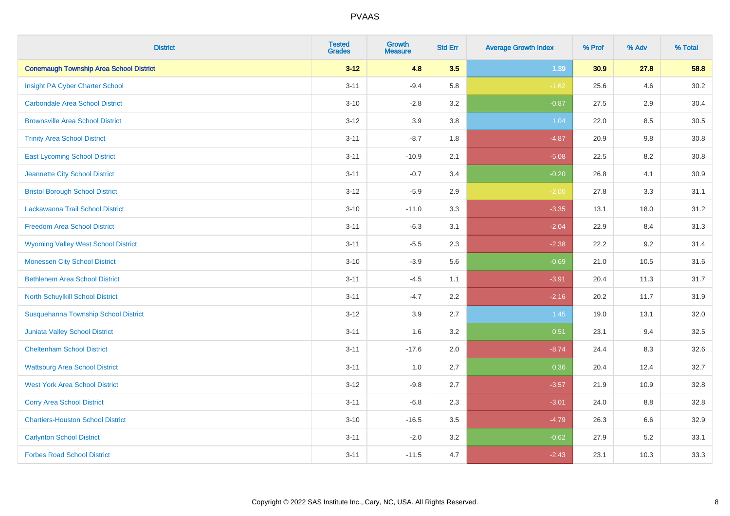| District | Tested Grades | Growth Measure | Std Err | Average Growth Index | % Prof | % Adv | % Total |
|---|---|---|---|---|---|---|---|
| **Conemaugh Township Area School District** | **3-12** | **4.8** | **3.5** | **1.39** | **30.9** | **27.8** | **58.8** |
| Insight PA Cyber Charter School | 3-11 | -9.4 | 5.8 | -1.62 | 25.6 | 4.6 | 30.2 |
| Carbondale Area School District | 3-10 | -2.8 | 3.2 | -0.87 | 27.5 | 2.9 | 30.4 |
| Brownsville Area School District | 3-12 | 3.9 | 3.8 | 1.04 | 22.0 | 8.5 | 30.5 |
| Trinity Area School District | 3-11 | -8.7 | 1.8 | -4.87 | 20.9 | 9.8 | 30.8 |
| East Lycoming School District | 3-11 | -10.9 | 2.1 | -5.08 | 22.5 | 8.2 | 30.8 |
| Jeannette City School District | 3-11 | -0.7 | 3.4 | -0.20 | 26.8 | 4.1 | 30.9 |
| Bristol Borough School District | 3-12 | -5.9 | 2.9 | -2.00 | 27.8 | 3.3 | 31.1 |
| Lackawanna Trail School District | 3-10 | -11.0 | 3.3 | -3.35 | 13.1 | 18.0 | 31.2 |
| Freedom Area School District | 3-11 | -6.3 | 3.1 | -2.04 | 22.9 | 8.4 | 31.3 |
| Wyoming Valley West School District | 3-11 | -5.5 | 2.3 | -2.38 | 22.2 | 9.2 | 31.4 |
| Monessen City School District | 3-10 | -3.9 | 5.6 | -0.69 | 21.0 | 10.5 | 31.6 |
| Bethlehem Area School District | 3-11 | -4.5 | 1.1 | -3.91 | 20.4 | 11.3 | 31.7 |
| North Schuylkill School District | 3-11 | -4.7 | 2.2 | -2.16 | 20.2 | 11.7 | 31.9 |
| Susquehanna Township School District | 3-12 | 3.9 | 2.7 | 1.45 | 19.0 | 13.1 | 32.0 |
| Juniata Valley School District | 3-11 | 1.6 | 3.2 | 0.51 | 23.1 | 9.4 | 32.5 |
| Cheltenham School District | 3-11 | -17.6 | 2.0 | -8.74 | 24.4 | 8.3 | 32.6 |
| Wattsburg Area School District | 3-11 | 1.0 | 2.7 | 0.36 | 20.4 | 12.4 | 32.7 |
| West York Area School District | 3-12 | -9.8 | 2.7 | -3.57 | 21.9 | 10.9 | 32.8 |
| Corry Area School District | 3-11 | -6.8 | 2.3 | -3.01 | 24.0 | 8.8 | 32.8 |
| Chartiers-Houston School District | 3-10 | -16.5 | 3.5 | -4.79 | 26.3 | 6.6 | 32.9 |
| Carlynton School District | 3-11 | -2.0 | 3.2 | -0.62 | 27.9 | 5.2 | 33.1 |
| Forbes Road School District | 3-11 | -11.5 | 4.7 | -2.43 | 23.1 | 10.3 | 33.3 |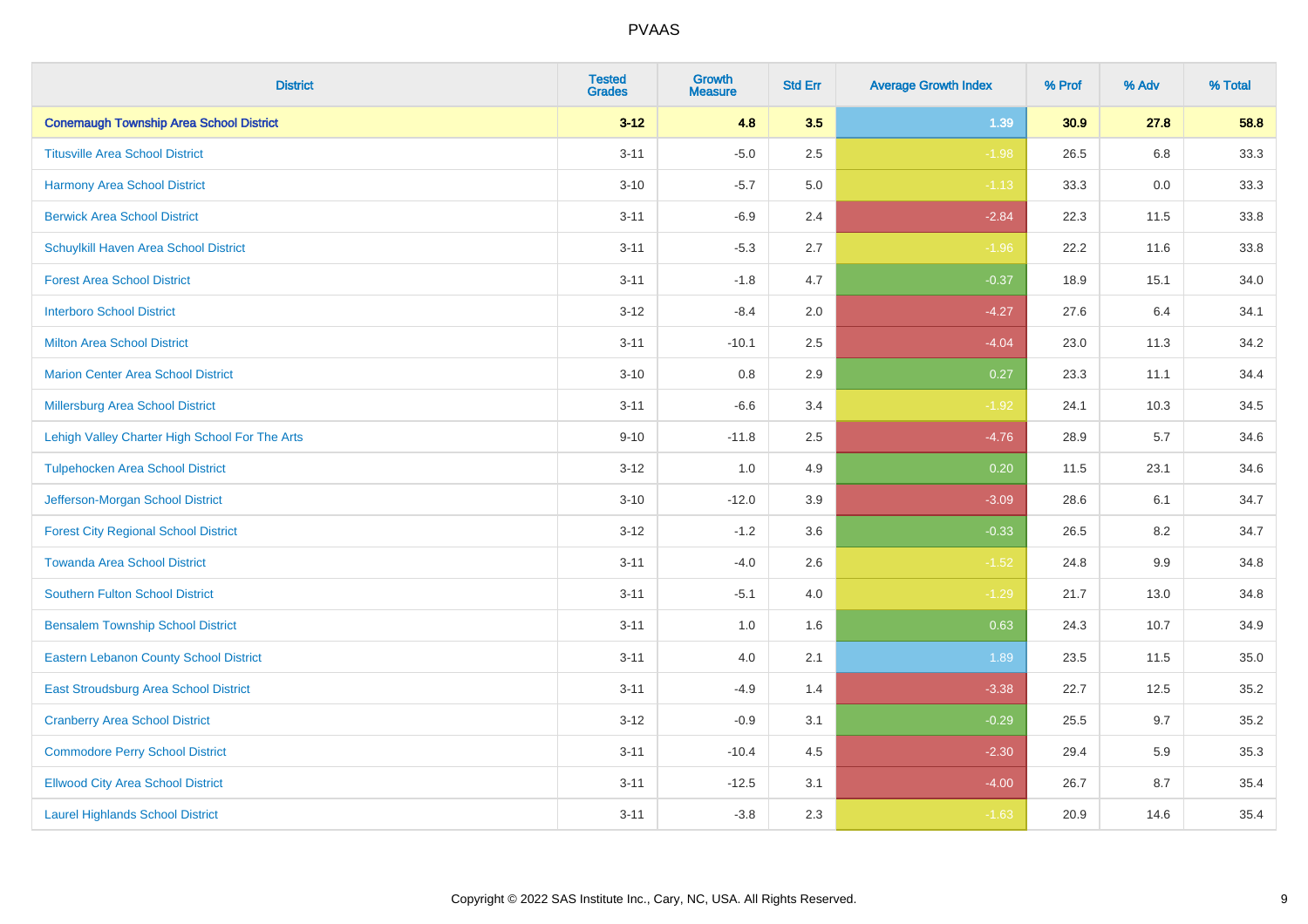| District | Tested Grades | Growth Measure | Std Err | Average Growth Index | % Prof | % Adv | % Total |
|---|---|---|---|---|---|---|---|
| **Conemaugh Township Area School District** | **3-12** | **4.8** | **3.5** | **1.39** | **30.9** | **27.8** | **58.8** |
| Titusville Area School District | 3-11 | -5.0 | 2.5 | -1.98 | 26.5 | 6.8 | 33.3 |
| Harmony Area School District | 3-10 | -5.7 | 5.0 | -1.13 | 33.3 | 0.0 | 33.3 |
| Berwick Area School District | 3-11 | -6.9 | 2.4 | -2.84 | 22.3 | 11.5 | 33.8 |
| Schuylkill Haven Area School District | 3-11 | -5.3 | 2.7 | -1.96 | 22.2 | 11.6 | 33.8 |
| Forest Area School District | 3-11 | -1.8 | 4.7 | -0.37 | 18.9 | 15.1 | 34.0 |
| Interboro School District | 3-12 | -8.4 | 2.0 | -4.27 | 27.6 | 6.4 | 34.1 |
| Milton Area School District | 3-11 | -10.1 | 2.5 | -4.04 | 23.0 | 11.3 | 34.2 |
| Marion Center Area School District | 3-10 | 0.8 | 2.9 | 0.27 | 23.3 | 11.1 | 34.4 |
| Millersburg Area School District | 3-11 | -6.6 | 3.4 | -1.92 | 24.1 | 10.3 | 34.5 |
| Lehigh Valley Charter High School For The Arts | 9-10 | -11.8 | 2.5 | -4.76 | 28.9 | 5.7 | 34.6 |
| Tulpehocken Area School District | 3-12 | 1.0 | 4.9 | 0.20 | 11.5 | 23.1 | 34.6 |
| Jefferson-Morgan School District | 3-10 | -12.0 | 3.9 | -3.09 | 28.6 | 6.1 | 34.7 |
| Forest City Regional School District | 3-12 | -1.2 | 3.6 | -0.33 | 26.5 | 8.2 | 34.7 |
| Towanda Area School District | 3-11 | -4.0 | 2.6 | -1.52 | 24.8 | 9.9 | 34.8 |
| Southern Fulton School District | 3-11 | -5.1 | 4.0 | -1.29 | 21.7 | 13.0 | 34.8 |
| Bensalem Township School District | 3-11 | 1.0 | 1.6 | 0.63 | 24.3 | 10.7 | 34.9 |
| Eastern Lebanon County School District | 3-11 | 4.0 | 2.1 | 1.89 | 23.5 | 11.5 | 35.0 |
| East Stroudsburg Area School District | 3-11 | -4.9 | 1.4 | -3.38 | 22.7 | 12.5 | 35.2 |
| Cranberry Area School District | 3-12 | -0.9 | 3.1 | -0.29 | 25.5 | 9.7 | 35.2 |
| Commodore Perry School District | 3-11 | -10.4 | 4.5 | -2.30 | 29.4 | 5.9 | 35.3 |
| Ellwood City Area School District | 3-11 | -12.5 | 3.1 | -4.00 | 26.7 | 8.7 | 35.4 |
| Laurel Highlands School District | 3-11 | -3.8 | 2.3 | -1.63 | 20.9 | 14.6 | 35.4 |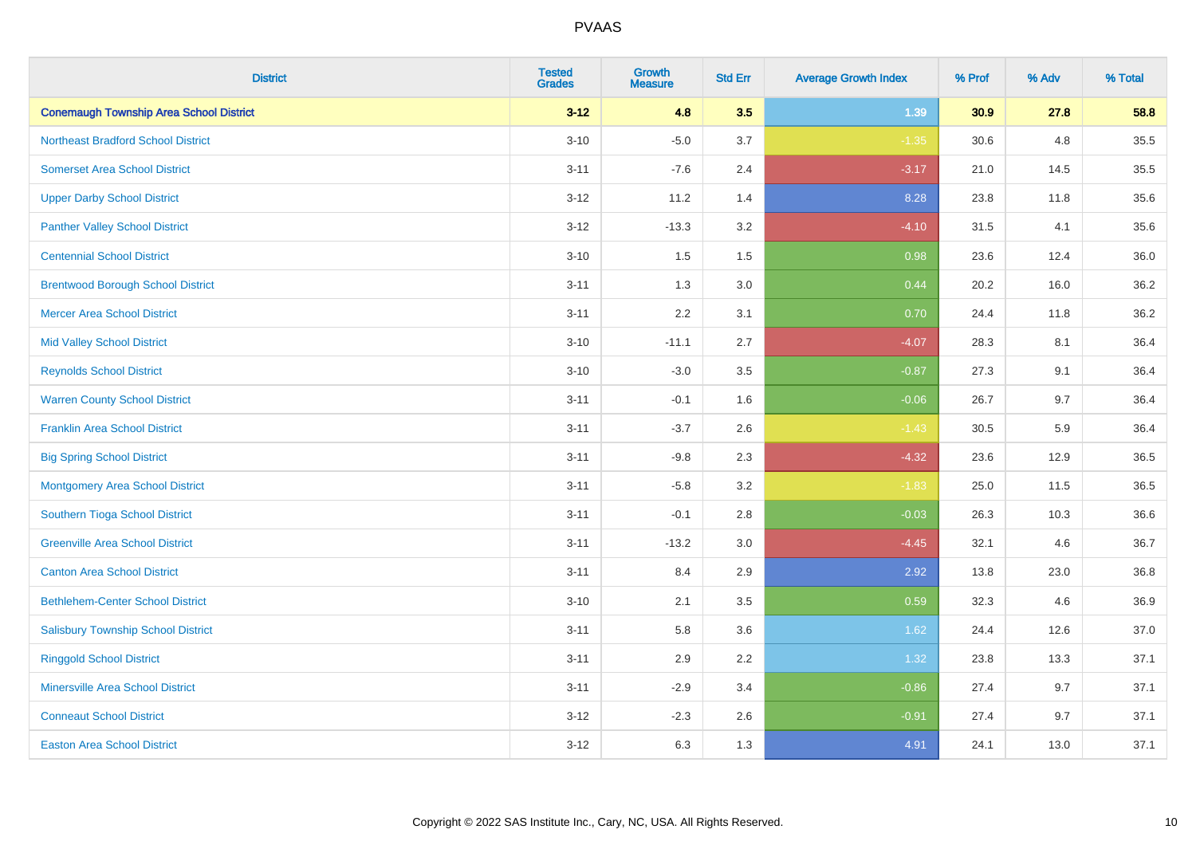| District | Tested Grades | Growth Measure | Std Err | Average Growth Index | % Prof | % Adv | % Total |
|---|---|---|---|---|---|---|---|
| **Conemaugh Township Area School District** | **3-12** | **4.8** | **3.5** | **1.39** | **30.9** | **27.8** | **58.8** |
| Northeast Bradford School District | 3-10 | -5.0 | 3.7 | -1.35 | 30.6 | 4.8 | 35.5 |
| Somerset Area School District | 3-11 | -7.6 | 2.4 | -3.17 | 21.0 | 14.5 | 35.5 |
| Upper Darby School District | 3-12 | 11.2 | 1.4 | 8.28 | 23.8 | 11.8 | 35.6 |
| Panther Valley School District | 3-12 | -13.3 | 3.2 | -4.10 | 31.5 | 4.1 | 35.6 |
| Centennial School District | 3-10 | 1.5 | 1.5 | 0.98 | 23.6 | 12.4 | 36.0 |
| Brentwood Borough School District | 3-11 | 1.3 | 3.0 | 0.44 | 20.2 | 16.0 | 36.2 |
| Mercer Area School District | 3-11 | 2.2 | 3.1 | 0.70 | 24.4 | 11.8 | 36.2 |
| Mid Valley School District | 3-10 | -11.1 | 2.7 | -4.07 | 28.3 | 8.1 | 36.4 |
| Reynolds School District | 3-10 | -3.0 | 3.5 | -0.87 | 27.3 | 9.1 | 36.4 |
| Warren County School District | 3-11 | -0.1 | 1.6 | -0.06 | 26.7 | 9.7 | 36.4 |
| Franklin Area School District | 3-11 | -3.7 | 2.6 | -1.43 | 30.5 | 5.9 | 36.4 |
| Big Spring School District | 3-11 | -9.8 | 2.3 | -4.32 | 23.6 | 12.9 | 36.5 |
| Montgomery Area School District | 3-11 | -5.8 | 3.2 | -1.83 | 25.0 | 11.5 | 36.5 |
| Southern Tioga School District | 3-11 | -0.1 | 2.8 | -0.03 | 26.3 | 10.3 | 36.6 |
| Greenville Area School District | 3-11 | -13.2 | 3.0 | -4.45 | 32.1 | 4.6 | 36.7 |
| Canton Area School District | 3-11 | 8.4 | 2.9 | 2.92 | 13.8 | 23.0 | 36.8 |
| Bethlehem-Center School District | 3-10 | 2.1 | 3.5 | 0.59 | 32.3 | 4.6 | 36.9 |
| Salisbury Township School District | 3-11 | 5.8 | 3.6 | 1.62 | 24.4 | 12.6 | 37.0 |
| Ringgold School District | 3-11 | 2.9 | 2.2 | 1.32 | 23.8 | 13.3 | 37.1 |
| Minersville Area School District | 3-11 | -2.9 | 3.4 | -0.86 | 27.4 | 9.7 | 37.1 |
| Conneaut School District | 3-12 | -2.3 | 2.6 | -0.91 | 27.4 | 9.7 | 37.1 |
| Easton Area School District | 3-12 | 6.3 | 1.3 | 4.91 | 24.1 | 13.0 | 37.1 |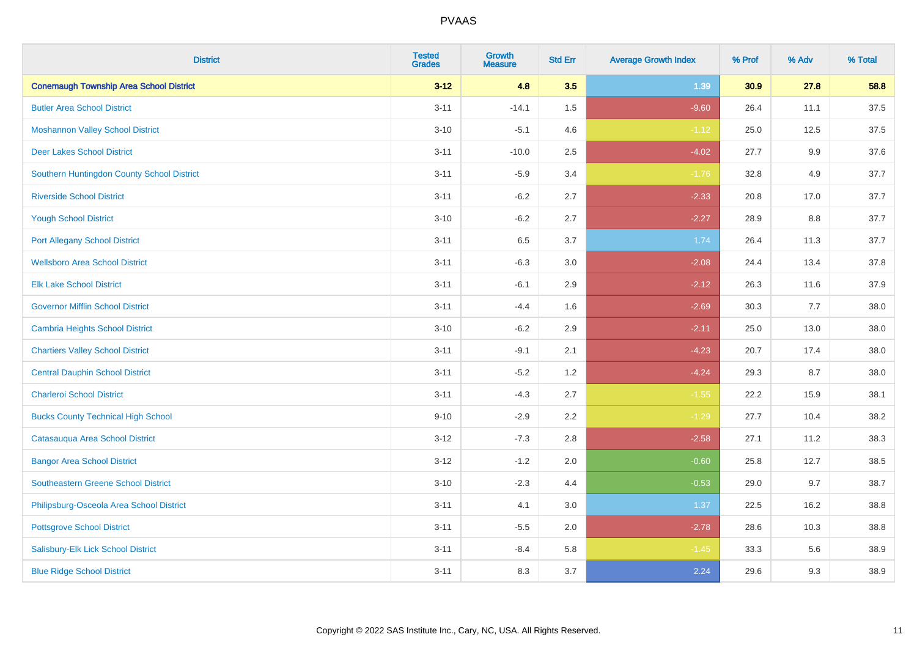# PVAAS

| District | Tested Grades | Growth Measure | Std Err | Average Growth Index | % Prof | % Adv | % Total |
|---|---|---|---|---|---|---|---|
| **Conemaugh Township Area School District** | **3-12** | **4.8** | **3.5** | **1.39** | **30.9** | **27.8** | **58.8** |
| Butler Area School District | 3-11 | -14.1 | 1.5 | -9.60 | 26.4 | 11.1 | 37.5 |
| Moshannon Valley School District | 3-10 | -5.1 | 4.6 | -1.12 | 25.0 | 12.5 | 37.5 |
| Deer Lakes School District | 3-11 | -10.0 | 2.5 | -4.02 | 27.7 | 9.9 | 37.6 |
| Southern Huntingdon County School District | 3-11 | -5.9 | 3.4 | -1.76 | 32.8 | 4.9 | 37.7 |
| Riverside School District | 3-11 | -6.2 | 2.7 | -2.33 | 20.8 | 17.0 | 37.7 |
| Yough School District | 3-10 | -6.2 | 2.7 | -2.27 | 28.9 | 8.8 | 37.7 |
| Port Allegany School District | 3-11 | 6.5 | 3.7 | 1.74 | 26.4 | 11.3 | 37.7 |
| Wellsboro Area School District | 3-11 | -6.3 | 3.0 | -2.08 | 24.4 | 13.4 | 37.8 |
| Elk Lake School District | 3-11 | -6.1 | 2.9 | -2.12 | 26.3 | 11.6 | 37.9 |
| Governor Mifflin School District | 3-11 | -4.4 | 1.6 | -2.69 | 30.3 | 7.7 | 38.0 |
| Cambria Heights School District | 3-10 | -6.2 | 2.9 | -2.11 | 25.0 | 13.0 | 38.0 |
| Chartiers Valley School District | 3-11 | -9.1 | 2.1 | -4.23 | 20.7 | 17.4 | 38.0 |
| Central Dauphin School District | 3-11 | -5.2 | 1.2 | -4.24 | 29.3 | 8.7 | 38.0 |
| Charleroi School District | 3-11 | -4.3 | 2.7 | -1.55 | 22.2 | 15.9 | 38.1 |
| Bucks County Technical High School | 9-10 | -2.9 | 2.2 | -1.29 | 27.7 | 10.4 | 38.2 |
| Catasauqua Area School District | 3-12 | -7.3 | 2.8 | -2.58 | 27.1 | 11.2 | 38.3 |
| Bangor Area School District | 3-12 | -1.2 | 2.0 | -0.60 | 25.8 | 12.7 | 38.5 |
| Southeastern Greene School District | 3-10 | -2.3 | 4.4 | -0.53 | 29.0 | 9.7 | 38.7 |
| Philipsburg-Osceola Area School District | 3-11 | 4.1 | 3.0 | 1.37 | 22.5 | 16.2 | 38.8 |
| Pottsgrove School District | 3-11 | -5.5 | 2.0 | -2.78 | 28.6 | 10.3 | 38.8 |
| Salisbury-Elk Lick School District | 3-11 | -8.4 | 5.8 | -1.45 | 33.3 | 5.6 | 38.9 |
| Blue Ridge School District | 3-11 | 8.3 | 3.7 | 2.24 | 29.6 | 9.3 | 38.9 |

Copyright © 2022 SAS Institute Inc., Cary, NC, USA. All Rights Reserved.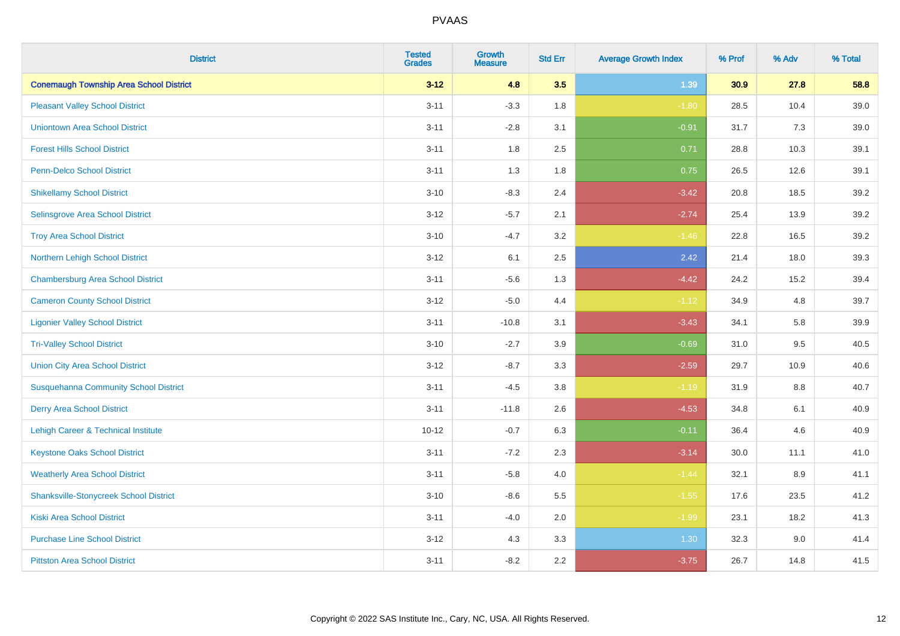# PVAAS

| District | Tested Grades | Growth Measure | Std Err | Average Growth Index | % Prof | % Adv | % Total |
|---|---|---|---|---|---|---|---|
| **Conemaugh Township Area School District** | **3-12** | **4.8** | **3.5** | **1.39** | **30.9** | **27.8** | **58.8** |
| Pleasant Valley School District | 3-11 | -3.3 | 1.8 | -1.80 | 28.5 | 10.4 | 39.0 |
| Uniontown Area School District | 3-11 | -2.8 | 3.1 | -0.91 | 31.7 | 7.3 | 39.0 |
| Forest Hills School District | 3-11 | 1.8 | 2.5 | 0.71 | 28.8 | 10.3 | 39.1 |
| Penn-Delco School District | 3-11 | 1.3 | 1.8 | 0.75 | 26.5 | 12.6 | 39.1 |
| Shikellamy School District | 3-10 | -8.3 | 2.4 | -3.42 | 20.8 | 18.5 | 39.2 |
| Selinsgrove Area School District | 3-12 | -5.7 | 2.1 | -2.74 | 25.4 | 13.9 | 39.2 |
| Troy Area School District | 3-10 | -4.7 | 3.2 | -1.46 | 22.8 | 16.5 | 39.2 |
| Northern Lehigh School District | 3-12 | 6.1 | 2.5 | 2.42 | 21.4 | 18.0 | 39.3 |
| Chambersburg Area School District | 3-11 | -5.6 | 1.3 | -4.42 | 24.2 | 15.2 | 39.4 |
| Cameron County School District | 3-12 | -5.0 | 4.4 | -1.12 | 34.9 | 4.8 | 39.7 |
| Ligonier Valley School District | 3-11 | -10.8 | 3.1 | -3.43 | 34.1 | 5.8 | 39.9 |
| Tri-Valley School District | 3-10 | -2.7 | 3.9 | -0.69 | 31.0 | 9.5 | 40.5 |
| Union City Area School District | 3-12 | -8.7 | 3.3 | -2.59 | 29.7 | 10.9 | 40.6 |
| Susquehanna Community School District | 3-11 | -4.5 | 3.8 | -1.19 | 31.9 | 8.8 | 40.7 |
| Derry Area School District | 3-11 | -11.8 | 2.6 | -4.53 | 34.8 | 6.1 | 40.9 |
| Lehigh Career & Technical Institute | 10-12 | -0.7 | 6.3 | -0.11 | 36.4 | 4.6 | 40.9 |
| Keystone Oaks School District | 3-11 | -7.2 | 2.3 | -3.14 | 30.0 | 11.1 | 41.0 |
| Weatherly Area School District | 3-11 | -5.8 | 4.0 | -1.44 | 32.1 | 8.9 | 41.1 |
| Shanksville-Stonycreek School District | 3-10 | -8.6 | 5.5 | -1.55 | 17.6 | 23.5 | 41.2 |
| Kiski Area School District | 3-11 | -4.0 | 2.0 | -1.99 | 23.1 | 18.2 | 41.3 |
| Purchase Line School District | 3-12 | 4.3 | 3.3 | 1.30 | 32.3 | 9.0 | 41.4 |
| Pittston Area School District | 3-11 | -8.2 | 2.2 | -3.75 | 26.7 | 14.8 | 41.5 |

Copyright © 2022 SAS Institute Inc., Cary, NC, USA. All Rights Reserved.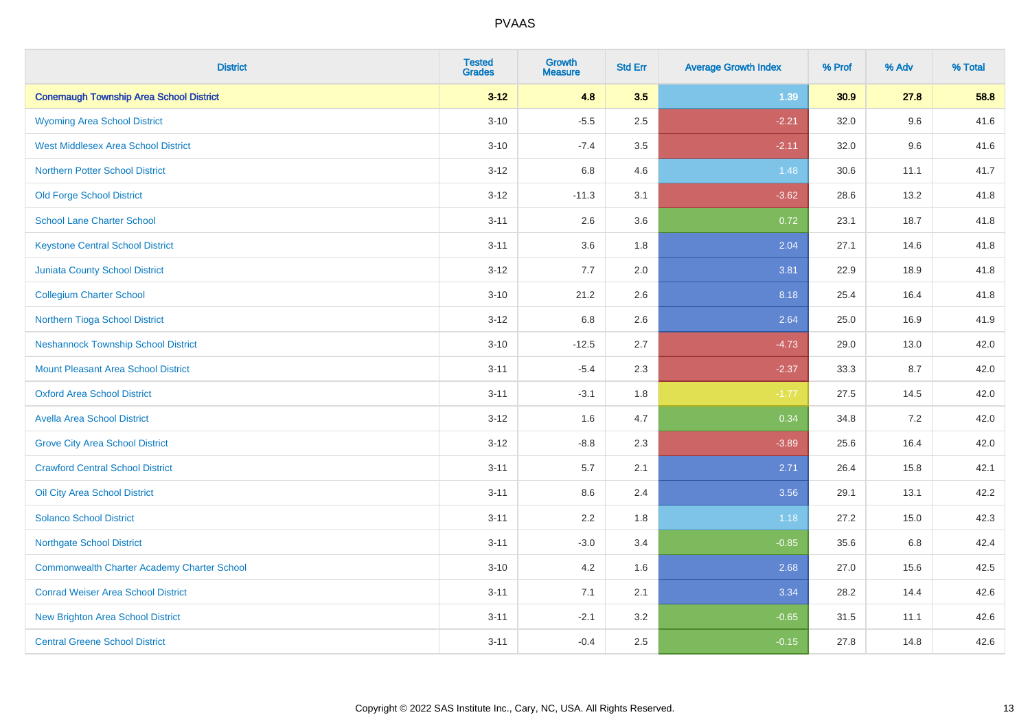# PVAAS

| District | Tested Grades | Growth Measure | Std Err | Average Growth Index | % Prof | % Adv | % Total |
|---|---|---|---|---|---|---|---|
| **Conemaugh Township Area School District** | **3-12** | **4.8** | **3.5** | **1.39** | **30.9** | **27.8** | **58.8** |
| Wyoming Area School District | 3-10 | -5.5 | 2.5 | -2.21 | 32.0 | 9.6 | 41.6 |
| West Middlesex Area School District | 3-10 | -7.4 | 3.5 | -2.11 | 32.0 | 9.6 | 41.6 |
| Northern Potter School District | 3-12 | 6.8 | 4.6 | 1.48 | 30.6 | 11.1 | 41.7 |
| Old Forge School District | 3-12 | -11.3 | 3.1 | -3.62 | 28.6 | 13.2 | 41.8 |
| School Lane Charter School | 3-11 | 2.6 | 3.6 | 0.72 | 23.1 | 18.7 | 41.8 |
| Keystone Central School District | 3-11 | 3.6 | 1.8 | 2.04 | 27.1 | 14.6 | 41.8 |
| Juniata County School District | 3-12 | 7.7 | 2.0 | 3.81 | 22.9 | 18.9 | 41.8 |
| Collegium Charter School | 3-10 | 21.2 | 2.6 | 8.18 | 25.4 | 16.4 | 41.8 |
| Northern Tioga School District | 3-12 | 6.8 | 2.6 | 2.64 | 25.0 | 16.9 | 41.9 |
| Neshannock Township School District | 3-10 | -12.5 | 2.7 | -4.73 | 29.0 | 13.0 | 42.0 |
| Mount Pleasant Area School District | 3-11 | -5.4 | 2.3 | -2.37 | 33.3 | 8.7 | 42.0 |
| Oxford Area School District | 3-11 | -3.1 | 1.8 | -1.77 | 27.5 | 14.5 | 42.0 |
| Avella Area School District | 3-12 | 1.6 | 4.7 | 0.34 | 34.8 | 7.2 | 42.0 |
| Grove City Area School District | 3-12 | -8.8 | 2.3 | -3.89 | 25.6 | 16.4 | 42.0 |
| Crawford Central School District | 3-11 | 5.7 | 2.1 | 2.71 | 26.4 | 15.8 | 42.1 |
| Oil City Area School District | 3-11 | 8.6 | 2.4 | 3.56 | 29.1 | 13.1 | 42.2 |
| Solanco School District | 3-11 | 2.2 | 1.8 | 1.18 | 27.2 | 15.0 | 42.3 |
| Northgate School District | 3-11 | -3.0 | 3.4 | -0.85 | 35.6 | 6.8 | 42.4 |
| Commonwealth Charter Academy Charter School | 3-10 | 4.2 | 1.6 | 2.68 | 27.0 | 15.6 | 42.5 |
| Conrad Weiser Area School District | 3-11 | 7.1 | 2.1 | 3.34 | 28.2 | 14.4 | 42.6 |
| New Brighton Area School District | 3-11 | -2.1 | 3.2 | -0.65 | 31.5 | 11.1 | 42.6 |
| Central Greene School District | 3-11 | -0.4 | 2.5 | -0.15 | 27.8 | 14.8 | 42.6 |

Copyright © 2022 SAS Institute Inc., Cary, NC, USA. All Rights Reserved.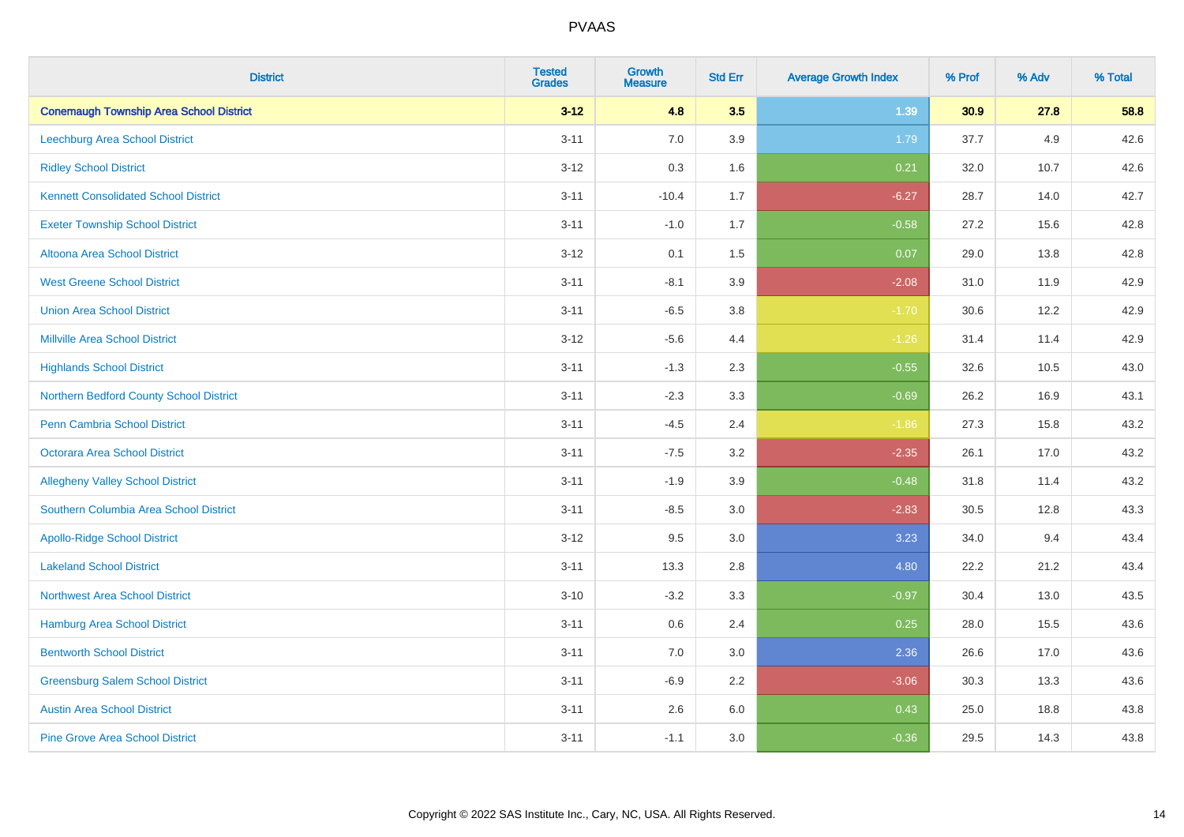# PVAAS

| District | Tested Grades | Growth Measure | Std Err | Average Growth Index | % Prof | % Adv | % Total |
|---|---|---|---|---|---|---|---|
| **Conemaugh Township Area School District** | **3-12** | **4.8** | **3.5** | **1.39** | **30.9** | **27.8** | **58.8** |
| Leechburg Area School District | 3-11 | 7.0 | 3.9 | 1.79 | 37.7 | 4.9 | 42.6 |
| Ridley School District | 3-12 | 0.3 | 1.6 | 0.21 | 32.0 | 10.7 | 42.6 |
| Kennett Consolidated School District | 3-11 | -10.4 | 1.7 | -6.27 | 28.7 | 14.0 | 42.7 |
| Exeter Township School District | 3-11 | -1.0 | 1.7 | -0.58 | 27.2 | 15.6 | 42.8 |
| Altoona Area School District | 3-12 | 0.1 | 1.5 | 0.07 | 29.0 | 13.8 | 42.8 |
| West Greene School District | 3-11 | -8.1 | 3.9 | -2.08 | 31.0 | 11.9 | 42.9 |
| Union Area School District | 3-11 | -6.5 | 3.8 | -1.70 | 30.6 | 12.2 | 42.9 |
| Millville Area School District | 3-12 | -5.6 | 4.4 | -1.26 | 31.4 | 11.4 | 42.9 |
| Highlands School District | 3-11 | -1.3 | 2.3 | -0.55 | 32.6 | 10.5 | 43.0 |
| Northern Bedford County School District | 3-11 | -2.3 | 3.3 | -0.69 | 26.2 | 16.9 | 43.1 |
| Penn Cambria School District | 3-11 | -4.5 | 2.4 | -1.86 | 27.3 | 15.8 | 43.2 |
| Octorara Area School District | 3-11 | -7.5 | 3.2 | -2.35 | 26.1 | 17.0 | 43.2 |
| Allegheny Valley School District | 3-11 | -1.9 | 3.9 | -0.48 | 31.8 | 11.4 | 43.2 |
| Southern Columbia Area School District | 3-11 | -8.5 | 3.0 | -2.83 | 30.5 | 12.8 | 43.3 |
| Apollo-Ridge School District | 3-12 | 9.5 | 3.0 | 3.23 | 34.0 | 9.4 | 43.4 |
| Lakeland School District | 3-11 | 13.3 | 2.8 | 4.80 | 22.2 | 21.2 | 43.4 |
| Northwest Area School District | 3-10 | -3.2 | 3.3 | -0.97 | 30.4 | 13.0 | 43.5 |
| Hamburg Area School District | 3-11 | 0.6 | 2.4 | 0.25 | 28.0 | 15.5 | 43.6 |
| Bentworth School District | 3-11 | 7.0 | 3.0 | 2.36 | 26.6 | 17.0 | 43.6 |
| Greensburg Salem School District | 3-11 | -6.9 | 2.2 | -3.06 | 30.3 | 13.3 | 43.6 |
| Austin Area School District | 3-11 | 2.6 | 6.0 | 0.43 | 25.0 | 18.8 | 43.8 |
| Pine Grove Area School District | 3-11 | -1.1 | 3.0 | -0.36 | 29.5 | 14.3 | 43.8 |

Copyright © 2022 SAS Institute Inc., Cary, NC, USA. All Rights Reserved.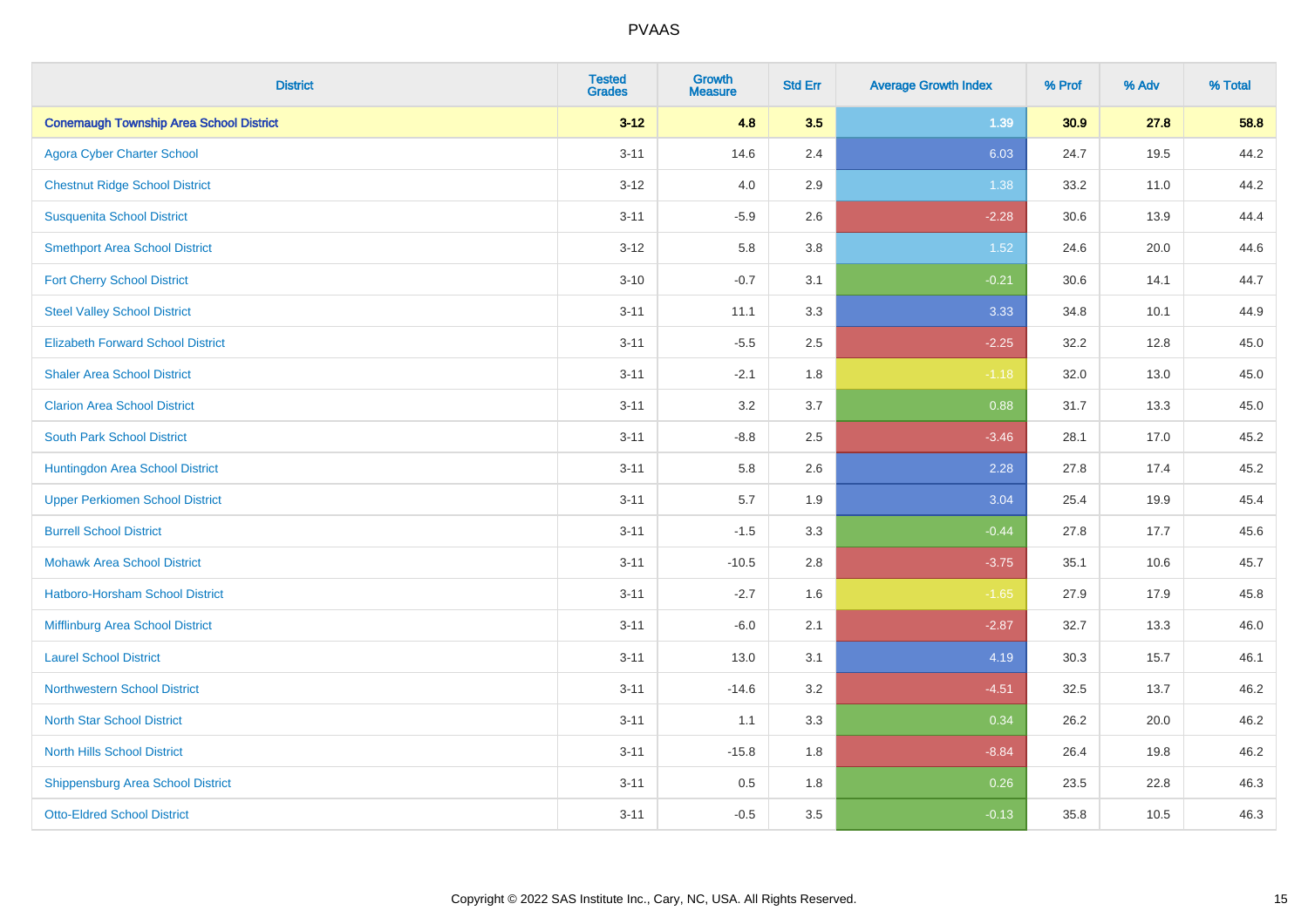# PVAAS

| District | Tested Grades | Growth Measure | Std Err | Average Growth Index | % Prof | % Adv | % Total |
|---|---|---|---|---|---|---|---|
| **Conemaugh Township Area School District** | **3-12** | **4.8** | **3.5** | **1.39** | **30.9** | **27.8** | **58.8** |
| Agora Cyber Charter School | 3-11 | 14.6 | 2.4 | 6.03 | 24.7 | 19.5 | 44.2 |
| Chestnut Ridge School District | 3-12 | 4.0 | 2.9 | 1.38 | 33.2 | 11.0 | 44.2 |
| Susquenita School District | 3-11 | -5.9 | 2.6 | -2.28 | 30.6 | 13.9 | 44.4 |
| Smethport Area School District | 3-12 | 5.8 | 3.8 | 1.52 | 24.6 | 20.0 | 44.6 |
| Fort Cherry School District | 3-10 | -0.7 | 3.1 | -0.21 | 30.6 | 14.1 | 44.7 |
| Steel Valley School District | 3-11 | 11.1 | 3.3 | 3.33 | 34.8 | 10.1 | 44.9 |
| Elizabeth Forward School District | 3-11 | -5.5 | 2.5 | -2.25 | 32.2 | 12.8 | 45.0 |
| Shaler Area School District | 3-11 | -2.1 | 1.8 | -1.18 | 32.0 | 13.0 | 45.0 |
| Clarion Area School District | 3-11 | 3.2 | 3.7 | 0.88 | 31.7 | 13.3 | 45.0 |
| South Park School District | 3-11 | -8.8 | 2.5 | -3.46 | 28.1 | 17.0 | 45.2 |
| Huntingdon Area School District | 3-11 | 5.8 | 2.6 | 2.28 | 27.8 | 17.4 | 45.2 |
| Upper Perkiomen School District | 3-11 | 5.7 | 1.9 | 3.04 | 25.4 | 19.9 | 45.4 |
| Burrell School District | 3-11 | -1.5 | 3.3 | -0.44 | 27.8 | 17.7 | 45.6 |
| Mohawk Area School District | 3-11 | -10.5 | 2.8 | -3.75 | 35.1 | 10.6 | 45.7 |
| Hatboro-Horsham School District | 3-11 | -2.7 | 1.6 | -1.65 | 27.9 | 17.9 | 45.8 |
| Mifflinburg Area School District | 3-11 | -6.0 | 2.1 | -2.87 | 32.7 | 13.3 | 46.0 |
| Laurel School District | 3-11 | 13.0 | 3.1 | 4.19 | 30.3 | 15.7 | 46.1 |
| Northwestern School District | 3-11 | -14.6 | 3.2 | -4.51 | 32.5 | 13.7 | 46.2 |
| North Star School District | 3-11 | 1.1 | 3.3 | 0.34 | 26.2 | 20.0 | 46.2 |
| North Hills School District | 3-11 | -15.8 | 1.8 | -8.84 | 26.4 | 19.8 | 46.2 |
| Shippensburg Area School District | 3-11 | 0.5 | 1.8 | 0.26 | 23.5 | 22.8 | 46.3 |
| Otto-Eldred School District | 3-11 | -0.5 | 3.5 | -0.13 | 35.8 | 10.5 | 46.3 |

Copyright © 2022 SAS Institute Inc., Cary, NC, USA. All Rights Reserved.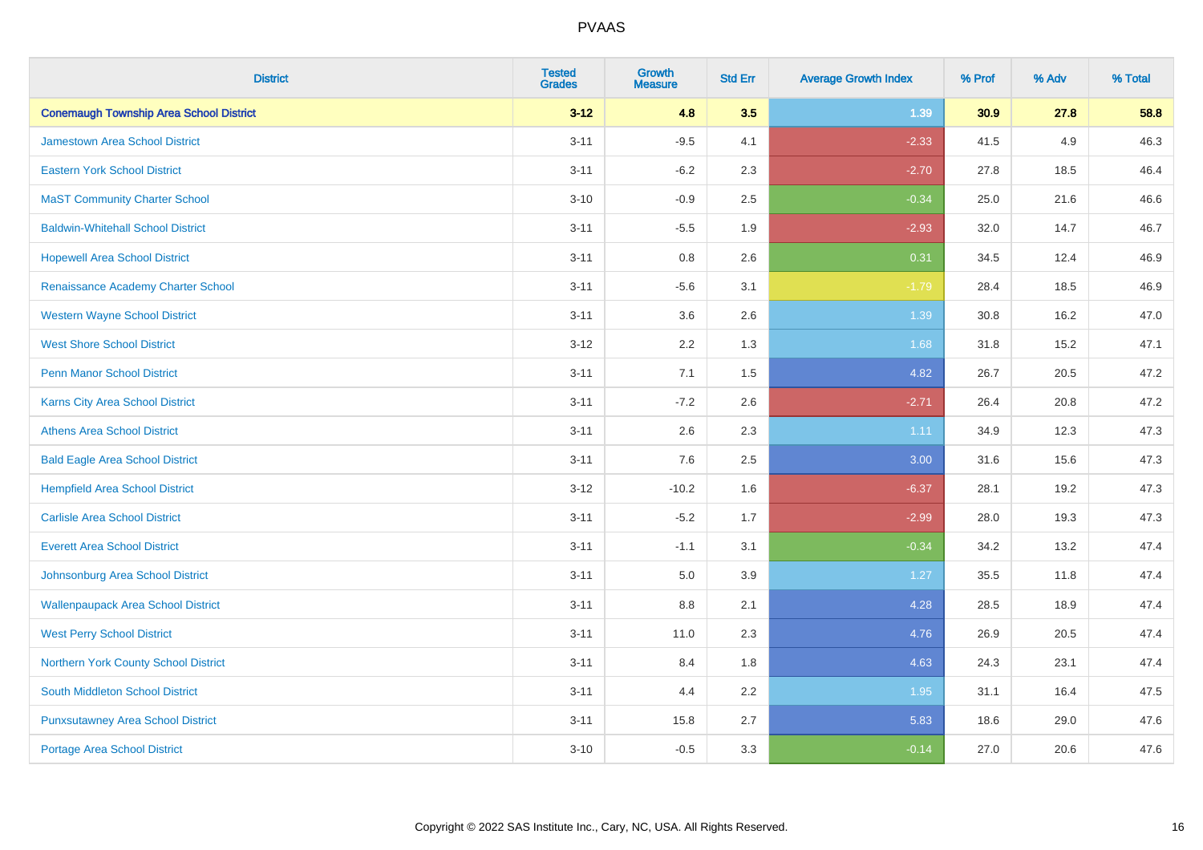# PVAAS

| District | Tested Grades | Growth Measure | Std Err | Average Growth Index | % Prof | % Adv | % Total |
|---|---|---|---|---|---|---|---|
| **Conemaugh Township Area School District** | **3-12** | **4.8** | **3.5** | **1.39** | **30.9** | **27.8** | **58.8** |
| Jamestown Area School District | 3-11 | -9.5 | 4.1 | -2.33 | 41.5 | 4.9 | 46.3 |
| Eastern York School District | 3-11 | -6.2 | 2.3 | -2.70 | 27.8 | 18.5 | 46.4 |
| MaST Community Charter School | 3-10 | -0.9 | 2.5 | -0.34 | 25.0 | 21.6 | 46.6 |
| Baldwin-Whitehall School District | 3-11 | -5.5 | 1.9 | -2.93 | 32.0 | 14.7 | 46.7 |
| Hopewell Area School District | 3-11 | 0.8 | 2.6 | 0.31 | 34.5 | 12.4 | 46.9 |
| Renaissance Academy Charter School | 3-11 | -5.6 | 3.1 | -1.79 | 28.4 | 18.5 | 46.9 |
| Western Wayne School District | 3-11 | 3.6 | 2.6 | 1.39 | 30.8 | 16.2 | 47.0 |
| West Shore School District | 3-12 | 2.2 | 1.3 | 1.68 | 31.8 | 15.2 | 47.1 |
| Penn Manor School District | 3-11 | 7.1 | 1.5 | 4.82 | 26.7 | 20.5 | 47.2 |
| Karns City Area School District | 3-11 | -7.2 | 2.6 | -2.71 | 26.4 | 20.8 | 47.2 |
| Athens Area School District | 3-11 | 2.6 | 2.3 | 1.11 | 34.9 | 12.3 | 47.3 |
| Bald Eagle Area School District | 3-11 | 7.6 | 2.5 | 3.00 | 31.6 | 15.6 | 47.3 |
| Hempfield Area School District | 3-12 | -10.2 | 1.6 | -6.37 | 28.1 | 19.2 | 47.3 |
| Carlisle Area School District | 3-11 | -5.2 | 1.7 | -2.99 | 28.0 | 19.3 | 47.3 |
| Everett Area School District | 3-11 | -1.1 | 3.1 | -0.34 | 34.2 | 13.2 | 47.4 |
| Johnsonburg Area School District | 3-11 | 5.0 | 3.9 | 1.27 | 35.5 | 11.8 | 47.4 |
| Wallenpaupack Area School District | 3-11 | 8.8 | 2.1 | 4.28 | 28.5 | 18.9 | 47.4 |
| West Perry School District | 3-11 | 11.0 | 2.3 | 4.76 | 26.9 | 20.5 | 47.4 |
| Northern York County School District | 3-11 | 8.4 | 1.8 | 4.63 | 24.3 | 23.1 | 47.4 |
| South Middleton School District | 3-11 | 4.4 | 2.2 | 1.95 | 31.1 | 16.4 | 47.5 |
| Punxsutawney Area School District | 3-11 | 15.8 | 2.7 | 5.83 | 18.6 | 29.0 | 47.6 |
| Portage Area School District | 3-10 | -0.5 | 3.3 | -0.14 | 27.0 | 20.6 | 47.6 |

Copyright © 2022 SAS Institute Inc., Cary, NC, USA. All Rights Reserved.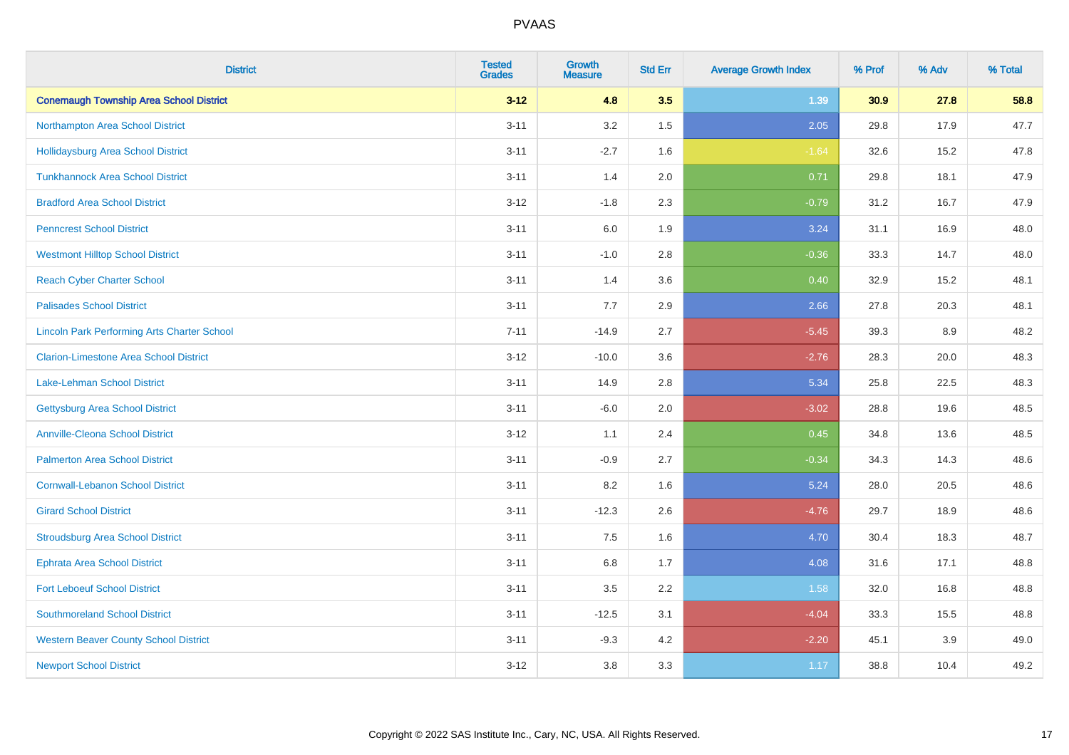# PVAAS

| District | Tested Grades | Growth Measure | Std Err | Average Growth Index | % Prof | % Adv | % Total |
|---|---|---|---|---|---|---|---|
| **Conemaugh Township Area School District** | **3-12** | **4.8** | **3.5** | **1.39** | **30.9** | **27.8** | **58.8** |
| Northampton Area School District | 3-11 | 3.2 | 1.5 | 2.05 | 29.8 | 17.9 | 47.7 |
| Hollidaysburg Area School District | 3-11 | -2.7 | 1.6 | -1.64 | 32.6 | 15.2 | 47.8 |
| Tunkhannock Area School District | 3-11 | 1.4 | 2.0 | 0.71 | 29.8 | 18.1 | 47.9 |
| Bradford Area School District | 3-12 | -1.8 | 2.3 | -0.79 | 31.2 | 16.7 | 47.9 |
| Penncrest School District | 3-11 | 6.0 | 1.9 | 3.24 | 31.1 | 16.9 | 48.0 |
| Westmont Hilltop School District | 3-11 | -1.0 | 2.8 | -0.36 | 33.3 | 14.7 | 48.0 |
| Reach Cyber Charter School | 3-11 | 1.4 | 3.6 | 0.40 | 32.9 | 15.2 | 48.1 |
| Palisades School District | 3-11 | 7.7 | 2.9 | 2.66 | 27.8 | 20.3 | 48.1 |
| Lincoln Park Performing Arts Charter School | 7-11 | -14.9 | 2.7 | -5.45 | 39.3 | 8.9 | 48.2 |
| Clarion-Limestone Area School District | 3-12 | -10.0 | 3.6 | -2.76 | 28.3 | 20.0 | 48.3 |
| Lake-Lehman School District | 3-11 | 14.9 | 2.8 | 5.34 | 25.8 | 22.5 | 48.3 |
| Gettysburg Area School District | 3-11 | -6.0 | 2.0 | -3.02 | 28.8 | 19.6 | 48.5 |
| Annville-Cleona School District | 3-12 | 1.1 | 2.4 | 0.45 | 34.8 | 13.6 | 48.5 |
| Palmerton Area School District | 3-11 | -0.9 | 2.7 | -0.34 | 34.3 | 14.3 | 48.6 |
| Cornwall-Lebanon School District | 3-11 | 8.2 | 1.6 | 5.24 | 28.0 | 20.5 | 48.6 |
| Girard School District | 3-11 | -12.3 | 2.6 | -4.76 | 29.7 | 18.9 | 48.6 |
| Stroudsburg Area School District | 3-11 | 7.5 | 1.6 | 4.70 | 30.4 | 18.3 | 48.7 |
| Ephrata Area School District | 3-11 | 6.8 | 1.7 | 4.08 | 31.6 | 17.1 | 48.8 |
| Fort Leboeuf School District | 3-11 | 3.5 | 2.2 | 1.58 | 32.0 | 16.8 | 48.8 |
| Southmoreland School District | 3-11 | -12.5 | 3.1 | -4.04 | 33.3 | 15.5 | 48.8 |
| Western Beaver County School District | 3-11 | -9.3 | 4.2 | -2.20 | 45.1 | 3.9 | 49.0 |
| Newport School District | 3-12 | 3.8 | 3.3 | 1.17 | 38.8 | 10.4 | 49.2 |

Copyright © 2022 SAS Institute Inc., Cary, NC, USA. All Rights Reserved.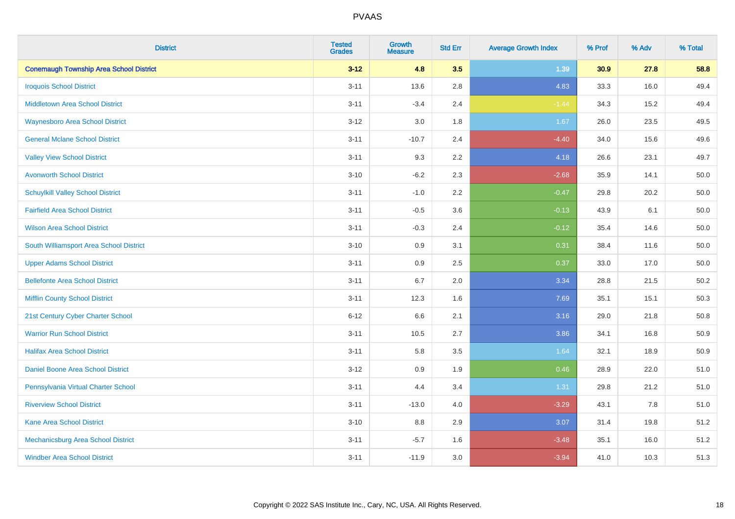# PVAAS

| District | Tested Grades | Growth Measure | Std Err | Average Growth Index | % Prof | % Adv | % Total |
|---|---|---|---|---|---|---|---|
| **Conemaugh Township Area School District** | **3-12** | **4.8** | **3.5** | **1.39** | **30.9** | **27.8** | **58.8** |
| Iroquois School District | 3-11 | 13.6 | 2.8 | 4.83 | 33.3 | 16.0 | 49.4 |
| Middletown Area School District | 3-11 | -3.4 | 2.4 | -1.44 | 34.3 | 15.2 | 49.4 |
| Waynesboro Area School District | 3-12 | 3.0 | 1.8 | 1.67 | 26.0 | 23.5 | 49.5 |
| General Mclane School District | 3-11 | -10.7 | 2.4 | -4.40 | 34.0 | 15.6 | 49.6 |
| Valley View School District | 3-11 | 9.3 | 2.2 | 4.18 | 26.6 | 23.1 | 49.7 |
| Avonworth School District | 3-10 | -6.2 | 2.3 | -2.68 | 35.9 | 14.1 | 50.0 |
| Schuylkill Valley School District | 3-11 | -1.0 | 2.2 | -0.47 | 29.8 | 20.2 | 50.0 |
| Fairfield Area School District | 3-11 | -0.5 | 3.6 | -0.13 | 43.9 | 6.1 | 50.0 |
| Wilson Area School District | 3-11 | -0.3 | 2.4 | -0.12 | 35.4 | 14.6 | 50.0 |
| South Williamsport Area School District | 3-10 | 0.9 | 3.1 | 0.31 | 38.4 | 11.6 | 50.0 |
| Upper Adams School District | 3-11 | 0.9 | 2.5 | 0.37 | 33.0 | 17.0 | 50.0 |
| Bellefonte Area School District | 3-11 | 6.7 | 2.0 | 3.34 | 28.8 | 21.5 | 50.2 |
| Mifflin County School District | 3-11 | 12.3 | 1.6 | 7.69 | 35.1 | 15.1 | 50.3 |
| 21st Century Cyber Charter School | 6-12 | 6.6 | 2.1 | 3.16 | 29.0 | 21.8 | 50.8 |
| Warrior Run School District | 3-11 | 10.5 | 2.7 | 3.86 | 34.1 | 16.8 | 50.9 |
| Halifax Area School District | 3-11 | 5.8 | 3.5 | 1.64 | 32.1 | 18.9 | 50.9 |
| Daniel Boone Area School District | 3-12 | 0.9 | 1.9 | 0.46 | 28.9 | 22.0 | 51.0 |
| Pennsylvania Virtual Charter School | 3-11 | 4.4 | 3.4 | 1.31 | 29.8 | 21.2 | 51.0 |
| Riverview School District | 3-11 | -13.0 | 4.0 | -3.29 | 43.1 | 7.8 | 51.0 |
| Kane Area School District | 3-10 | 8.8 | 2.9 | 3.07 | 31.4 | 19.8 | 51.2 |
| Mechanicsburg Area School District | 3-11 | -5.7 | 1.6 | -3.48 | 35.1 | 16.0 | 51.2 |
| Windber Area School District | 3-11 | -11.9 | 3.0 | -3.94 | 41.0 | 10.3 | 51.3 |

Copyright © 2022 SAS Institute Inc., Cary, NC, USA. All Rights Reserved.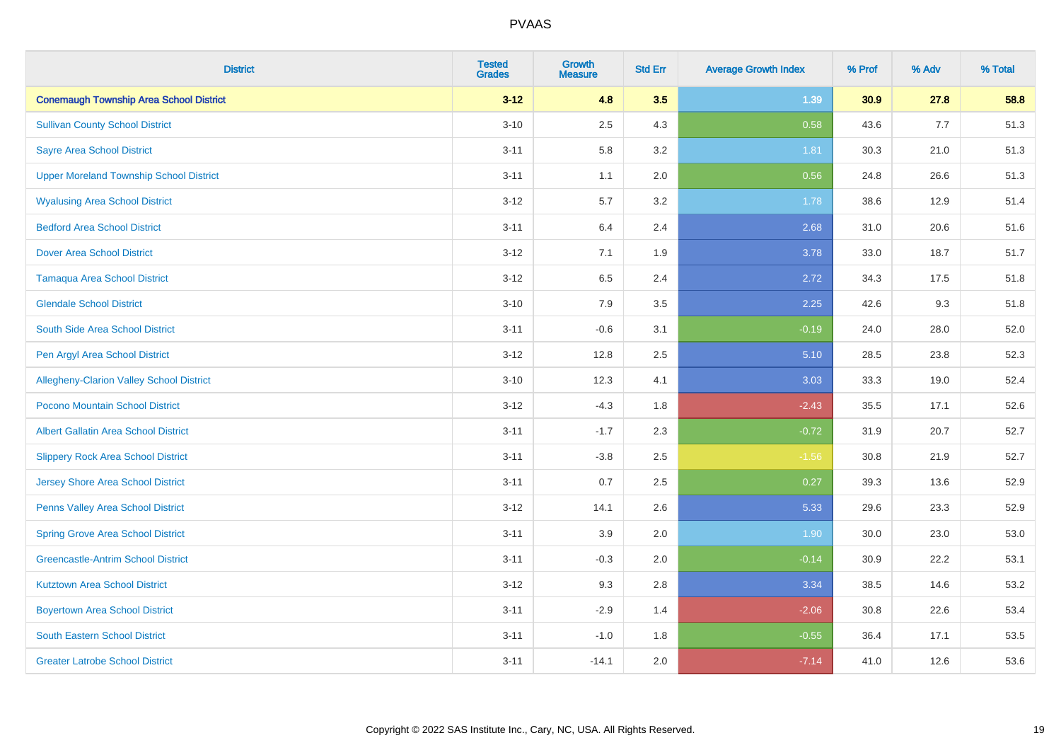PVAAS

| District | Tested Grades | Growth Measure | Std Err | Average Growth Index | % Prof | % Adv | % Total |
|---|---|---|---|---|---|---|---|
| **Conemaugh Township Area School District** | **3-12** | **4.8** | **3.5** | **1.39** | **30.9** | **27.8** | **58.8** |
| Sullivan County School District | 3-10 | 2.5 | 4.3 | 0.58 | 43.6 | 7.7 | 51.3 |
| Sayre Area School District | 3-11 | 5.8 | 3.2 | 1.81 | 30.3 | 21.0 | 51.3 |
| Upper Moreland Township School District | 3-11 | 1.1 | 2.0 | 0.56 | 24.8 | 26.6 | 51.3 |
| Wyalusing Area School District | 3-12 | 5.7 | 3.2 | 1.78 | 38.6 | 12.9 | 51.4 |
| Bedford Area School District | 3-11 | 6.4 | 2.4 | 2.68 | 31.0 | 20.6 | 51.6 |
| Dover Area School District | 3-12 | 7.1 | 1.9 | 3.78 | 33.0 | 18.7 | 51.7 |
| Tamaqua Area School District | 3-12 | 6.5 | 2.4 | 2.72 | 34.3 | 17.5 | 51.8 |
| Glendale School District | 3-10 | 7.9 | 3.5 | 2.25 | 42.6 | 9.3 | 51.8 |
| South Side Area School District | 3-11 | -0.6 | 3.1 | -0.19 | 24.0 | 28.0 | 52.0 |
| Pen Argyl Area School District | 3-12 | 12.8 | 2.5 | 5.10 | 28.5 | 23.8 | 52.3 |
| Allegheny-Clarion Valley School District | 3-10 | 12.3 | 4.1 | 3.03 | 33.3 | 19.0 | 52.4 |
| Pocono Mountain School District | 3-12 | -4.3 | 1.8 | -2.43 | 35.5 | 17.1 | 52.6 |
| Albert Gallatin Area School District | 3-11 | -1.7 | 2.3 | -0.72 | 31.9 | 20.7 | 52.7 |
| Slippery Rock Area School District | 3-11 | -3.8 | 2.5 | -1.56 | 30.8 | 21.9 | 52.7 |
| Jersey Shore Area School District | 3-11 | 0.7 | 2.5 | 0.27 | 39.3 | 13.6 | 52.9 |
| Penns Valley Area School District | 3-12 | 14.1 | 2.6 | 5.33 | 29.6 | 23.3 | 52.9 |
| Spring Grove Area School District | 3-11 | 3.9 | 2.0 | 1.90 | 30.0 | 23.0 | 53.0 |
| Greencastle-Antrim School District | 3-11 | -0.3 | 2.0 | -0.14 | 30.9 | 22.2 | 53.1 |
| Kutztown Area School District | 3-12 | 9.3 | 2.8 | 3.34 | 38.5 | 14.6 | 53.2 |
| Boyertown Area School District | 3-11 | -2.9 | 1.4 | -2.06 | 30.8 | 22.6 | 53.4 |
| South Eastern School District | 3-11 | -1.0 | 1.8 | -0.55 | 36.4 | 17.1 | 53.5 |
| Greater Latrobe School District | 3-11 | -14.1 | 2.0 | -7.14 | 41.0 | 12.6 | 53.6 |

Copyright © 2022 SAS Institute Inc., Cary, NC, USA. All Rights Reserved.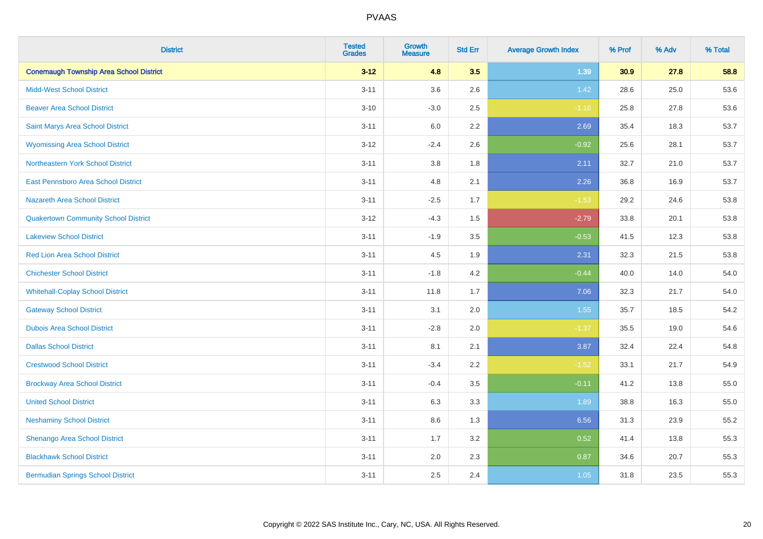| District | Tested Grades | Growth Measure | Std Err | Average Growth Index | % Prof | % Adv | % Total |
|---|---|---|---|---|---|---|---|
| **Conemaugh Township Area School District** | **3-12** | **4.8** | **3.5** | **1.39** | **30.9** | **27.8** | **58.8** |
| Midd-West School District | 3-11 | 3.6 | 2.6 | 1.42 | 28.6 | 25.0 | 53.6 |
| Beaver Area School District | 3-10 | -3.0 | 2.5 | -1.16 | 25.8 | 27.8 | 53.6 |
| Saint Marys Area School District | 3-11 | 6.0 | 2.2 | 2.69 | 35.4 | 18.3 | 53.7 |
| Wyomissing Area School District | 3-12 | -2.4 | 2.6 | -0.92 | 25.6 | 28.1 | 53.7 |
| Northeastern York School District | 3-11 | 3.8 | 1.8 | 2.11 | 32.7 | 21.0 | 53.7 |
| East Pennsboro Area School District | 3-11 | 4.8 | 2.1 | 2.26 | 36.8 | 16.9 | 53.7 |
| Nazareth Area School District | 3-11 | -2.5 | 1.7 | -1.53 | 29.2 | 24.6 | 53.8 |
| Quakertown Community School District | 3-12 | -4.3 | 1.5 | -2.79 | 33.8 | 20.1 | 53.8 |
| Lakeview School District | 3-11 | -1.9 | 3.5 | -0.53 | 41.5 | 12.3 | 53.8 |
| Red Lion Area School District | 3-11 | 4.5 | 1.9 | 2.31 | 32.3 | 21.5 | 53.8 |
| Chichester School District | 3-11 | -1.8 | 4.2 | -0.44 | 40.0 | 14.0 | 54.0 |
| Whitehall-Coplay School District | 3-11 | 11.8 | 1.7 | 7.06 | 32.3 | 21.7 | 54.0 |
| Gateway School District | 3-11 | 3.1 | 2.0 | 1.55 | 35.7 | 18.5 | 54.2 |
| Dubois Area School District | 3-11 | -2.8 | 2.0 | -1.37 | 35.5 | 19.0 | 54.6 |
| Dallas School District | 3-11 | 8.1 | 2.1 | 3.87 | 32.4 | 22.4 | 54.8 |
| Crestwood School District | 3-11 | -3.4 | 2.2 | -1.52 | 33.1 | 21.7 | 54.9 |
| Brockway Area School District | 3-11 | -0.4 | 3.5 | -0.11 | 41.2 | 13.8 | 55.0 |
| United School District | 3-11 | 6.3 | 3.3 | 1.89 | 38.8 | 16.3 | 55.0 |
| Neshaminy School District | 3-11 | 8.6 | 1.3 | 6.56 | 31.3 | 23.9 | 55.2 |
| Shenango Area School District | 3-11 | 1.7 | 3.2 | 0.52 | 41.4 | 13.8 | 55.3 |
| Blackhawk School District | 3-11 | 2.0 | 2.3 | 0.87 | 34.6 | 20.7 | 55.3 |
| Bermudian Springs School District | 3-11 | 2.5 | 2.4 | 1.05 | 31.8 | 23.5 | 55.3 |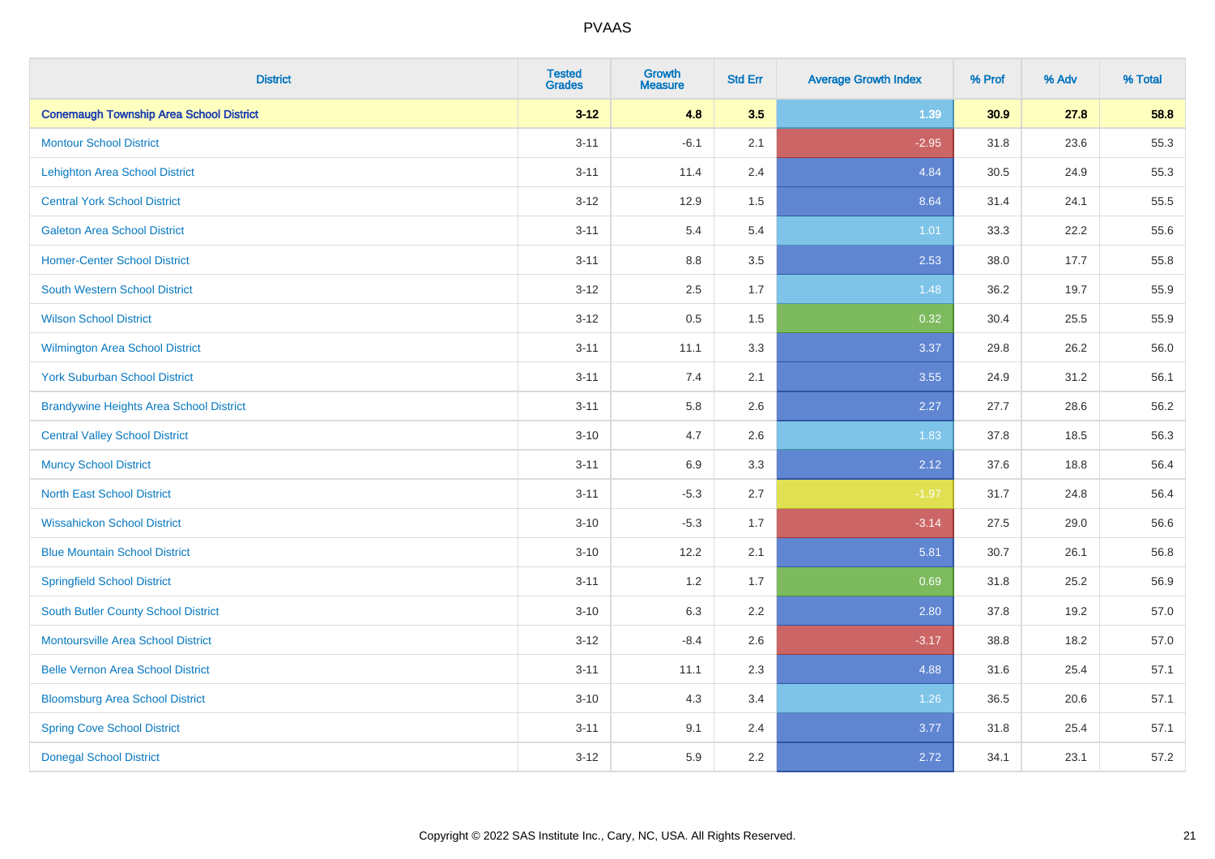PVAAS

| District | Tested Grades | Growth Measure | Std Err | Average Growth Index | % Prof | % Adv | % Total |
|---|---|---|---|---|---|---|---|
| **Conemaugh Township Area School District** | **3-12** | **4.8** | **3.5** | **1.39** | **30.9** | **27.8** | **58.8** |
| Montour School District | 3-11 | -6.1 | 2.1 | -2.95 | 31.8 | 23.6 | 55.3 |
| Lehighton Area School District | 3-11 | 11.4 | 2.4 | 4.84 | 30.5 | 24.9 | 55.3 |
| Central York School District | 3-12 | 12.9 | 1.5 | 8.64 | 31.4 | 24.1 | 55.5 |
| Galeton Area School District | 3-11 | 5.4 | 5.4 | 1.01 | 33.3 | 22.2 | 55.6 |
| Homer-Center School District | 3-11 | 8.8 | 3.5 | 2.53 | 38.0 | 17.7 | 55.8 |
| South Western School District | 3-12 | 2.5 | 1.7 | 1.48 | 36.2 | 19.7 | 55.9 |
| Wilson School District | 3-12 | 0.5 | 1.5 | 0.32 | 30.4 | 25.5 | 55.9 |
| Wilmington Area School District | 3-11 | 11.1 | 3.3 | 3.37 | 29.8 | 26.2 | 56.0 |
| York Suburban School District | 3-11 | 7.4 | 2.1 | 3.55 | 24.9 | 31.2 | 56.1 |
| Brandywine Heights Area School District | 3-11 | 5.8 | 2.6 | 2.27 | 27.7 | 28.6 | 56.2 |
| Central Valley School District | 3-10 | 4.7 | 2.6 | 1.83 | 37.8 | 18.5 | 56.3 |
| Muncy School District | 3-11 | 6.9 | 3.3 | 2.12 | 37.6 | 18.8 | 56.4 |
| North East School District | 3-11 | -5.3 | 2.7 | -1.97 | 31.7 | 24.8 | 56.4 |
| Wissahickon School District | 3-10 | -5.3 | 1.7 | -3.14 | 27.5 | 29.0 | 56.6 |
| Blue Mountain School District | 3-10 | 12.2 | 2.1 | 5.81 | 30.7 | 26.1 | 56.8 |
| Springfield School District | 3-11 | 1.2 | 1.7 | 0.69 | 31.8 | 25.2 | 56.9 |
| South Butler County School District | 3-10 | 6.3 | 2.2 | 2.80 | 37.8 | 19.2 | 57.0 |
| Montoursville Area School District | 3-12 | -8.4 | 2.6 | -3.17 | 38.8 | 18.2 | 57.0 |
| Belle Vernon Area School District | 3-11 | 11.1 | 2.3 | 4.88 | 31.6 | 25.4 | 57.1 |
| Bloomsburg Area School District | 3-10 | 4.3 | 3.4 | 1.26 | 36.5 | 20.6 | 57.1 |
| Spring Cove School District | 3-11 | 9.1 | 2.4 | 3.77 | 31.8 | 25.4 | 57.1 |
| Donegal School District | 3-12 | 5.9 | 2.2 | 2.72 | 34.1 | 23.1 | 57.2 |

Copyright © 2022 SAS Institute Inc., Cary, NC, USA. All Rights Reserved.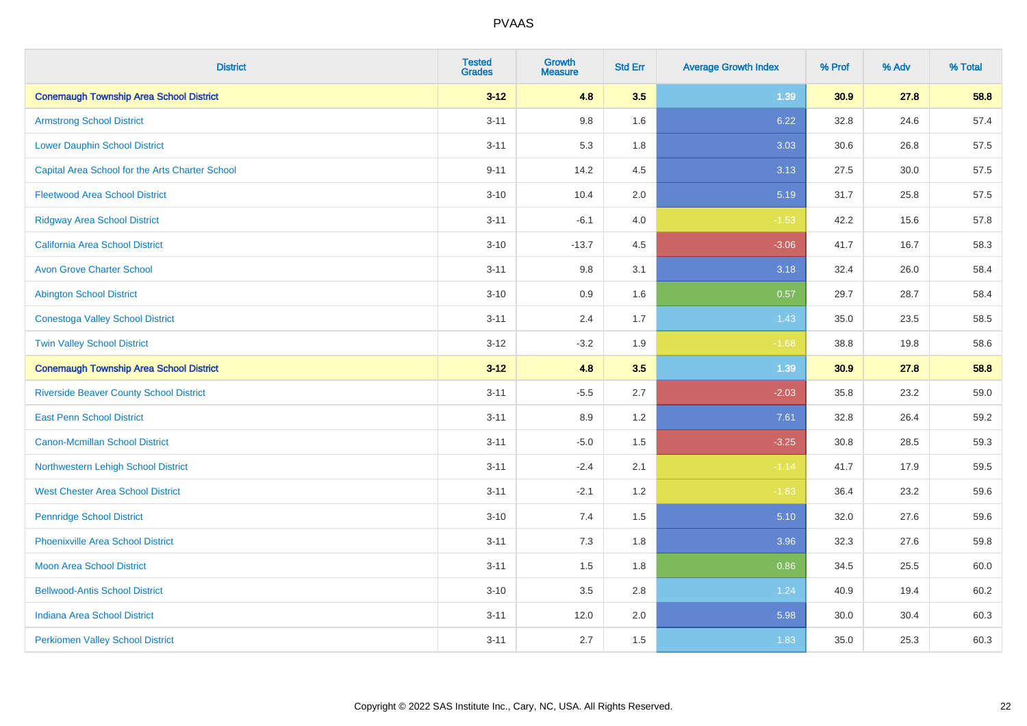# PVAAS

| District | Tested Grades | Growth Measure | Std Err | Average Growth Index | % Prof | % Adv | % Total |
|---|---|---|---|---|---|---|---|
| **Conemaugh Township Area School District** | **3-12** | **4.8** | **3.5** | **1.39** | **30.9** | **27.8** | **58.8** |
| Armstrong School District | 3-11 | 9.8 | 1.6 | 6.22 | 32.8 | 24.6 | 57.4 |
| Lower Dauphin School District | 3-11 | 5.3 | 1.8 | 3.03 | 30.6 | 26.8 | 57.5 |
| Capital Area School for the Arts Charter School | 9-11 | 14.2 | 4.5 | 3.13 | 27.5 | 30.0 | 57.5 |
| Fleetwood Area School District | 3-10 | 10.4 | 2.0 | 5.19 | 31.7 | 25.8 | 57.5 |
| Ridgway Area School District | 3-11 | -6.1 | 4.0 | -1.53 | 42.2 | 15.6 | 57.8 |
| California Area School District | 3-10 | -13.7 | 4.5 | -3.06 | 41.7 | 16.7 | 58.3 |
| Avon Grove Charter School | 3-11 | 9.8 | 3.1 | 3.18 | 32.4 | 26.0 | 58.4 |
| Abington School District | 3-10 | 0.9 | 1.6 | 0.57 | 29.7 | 28.7 | 58.4 |
| Conestoga Valley School District | 3-11 | 2.4 | 1.7 | 1.43 | 35.0 | 23.5 | 58.5 |
| Twin Valley School District | 3-12 | -3.2 | 1.9 | -1.68 | 38.8 | 19.8 | 58.6 |
| **Conemaugh Township Area School District** | **3-12** | **4.8** | **3.5** | **1.39** | **30.9** | **27.8** | **58.8** |
| Riverside Beaver County School District | 3-11 | -5.5 | 2.7 | -2.03 | 35.8 | 23.2 | 59.0 |
| East Penn School District | 3-11 | 8.9 | 1.2 | 7.61 | 32.8 | 26.4 | 59.2 |
| Canon-Mcmillan School District | 3-11 | -5.0 | 1.5 | -3.25 | 30.8 | 28.5 | 59.3 |
| Northwestern Lehigh School District | 3-11 | -2.4 | 2.1 | -1.14 | 41.7 | 17.9 | 59.5 |
| West Chester Area School District | 3-11 | -2.1 | 1.2 | -1.83 | 36.4 | 23.2 | 59.6 |
| Pennridge School District | 3-10 | 7.4 | 1.5 | 5.10 | 32.0 | 27.6 | 59.6 |
| Phoenixville Area School District | 3-11 | 7.3 | 1.8 | 3.96 | 32.3 | 27.6 | 59.8 |
| Moon Area School District | 3-11 | 1.5 | 1.8 | 0.86 | 34.5 | 25.5 | 60.0 |
| Bellwood-Antis School District | 3-10 | 3.5 | 2.8 | 1.24 | 40.9 | 19.4 | 60.2 |
| Indiana Area School District | 3-11 | 12.0 | 2.0 | 5.98 | 30.0 | 30.4 | 60.3 |
| Perkiomen Valley School District | 3-11 | 2.7 | 1.5 | 1.83 | 35.0 | 25.3 | 60.3 |

Copyright © 2022 SAS Institute Inc., Cary, NC, USA. All Rights Reserved.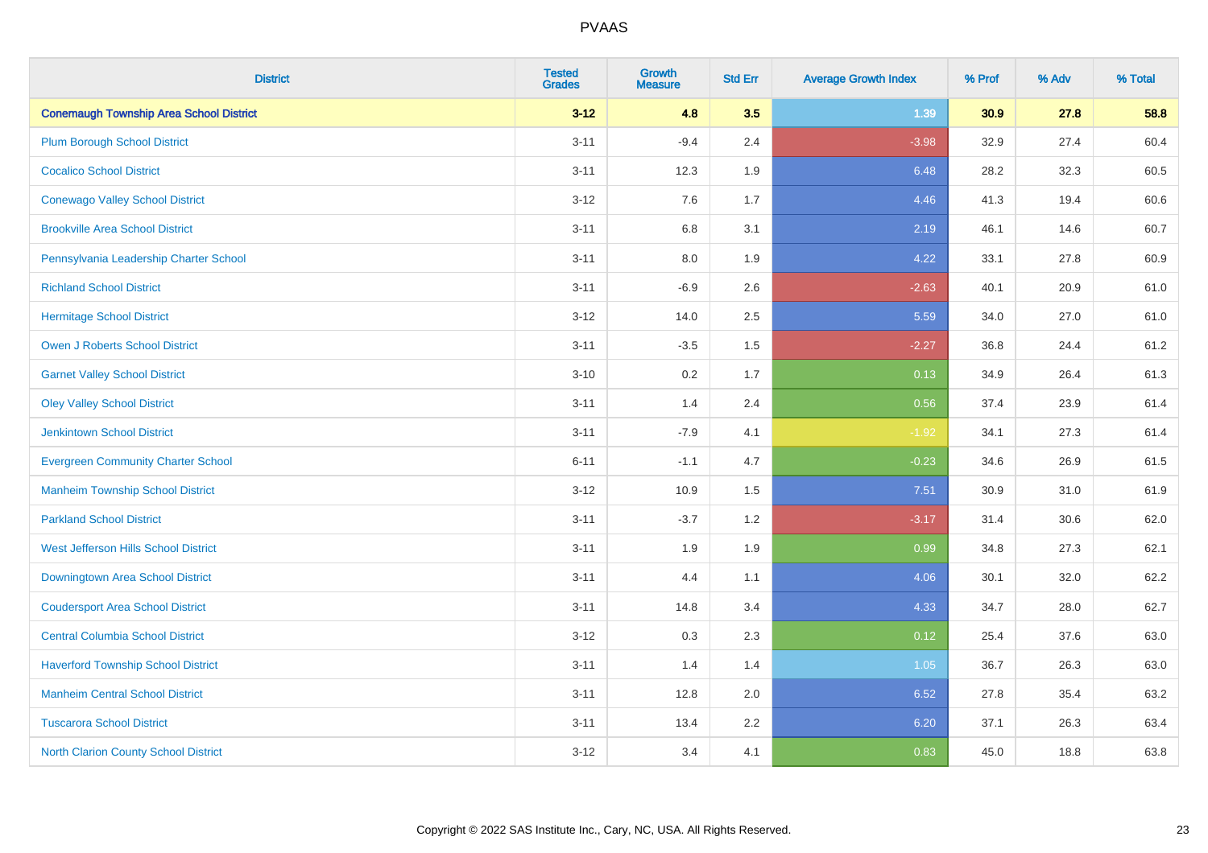# PVAAS

| District | Tested Grades | Growth Measure | Std Err | Average Growth Index | % Prof | % Adv | % Total |
|---|---|---|---|---|---|---|---|
| **Conemaugh Township Area School District** | **3-12** | **4.8** | **3.5** | **1.39** | **30.9** | **27.8** | **58.8** |
| Plum Borough School District | 3-11 | -9.4 | 2.4 | -3.98 | 32.9 | 27.4 | 60.4 |
| Cocalico School District | 3-11 | 12.3 | 1.9 | 6.48 | 28.2 | 32.3 | 60.5 |
| Conewago Valley School District | 3-12 | 7.6 | 1.7 | 4.46 | 41.3 | 19.4 | 60.6 |
| Brookville Area School District | 3-11 | 6.8 | 3.1 | 2.19 | 46.1 | 14.6 | 60.7 |
| Pennsylvania Leadership Charter School | 3-11 | 8.0 | 1.9 | 4.22 | 33.1 | 27.8 | 60.9 |
| Richland School District | 3-11 | -6.9 | 2.6 | -2.63 | 40.1 | 20.9 | 61.0 |
| Hermitage School District | 3-12 | 14.0 | 2.5 | 5.59 | 34.0 | 27.0 | 61.0 |
| Owen J Roberts School District | 3-11 | -3.5 | 1.5 | -2.27 | 36.8 | 24.4 | 61.2 |
| Garnet Valley School District | 3-10 | 0.2 | 1.7 | 0.13 | 34.9 | 26.4 | 61.3 |
| Oley Valley School District | 3-11 | 1.4 | 2.4 | 0.56 | 37.4 | 23.9 | 61.4 |
| Jenkintown School District | 3-11 | -7.9 | 4.1 | -1.92 | 34.1 | 27.3 | 61.4 |
| Evergreen Community Charter School | 6-11 | -1.1 | 4.7 | -0.23 | 34.6 | 26.9 | 61.5 |
| Manheim Township School District | 3-12 | 10.9 | 1.5 | 7.51 | 30.9 | 31.0 | 61.9 |
| Parkland School District | 3-11 | -3.7 | 1.2 | -3.17 | 31.4 | 30.6 | 62.0 |
| West Jefferson Hills School District | 3-11 | 1.9 | 1.9 | 0.99 | 34.8 | 27.3 | 62.1 |
| Downingtown Area School District | 3-11 | 4.4 | 1.1 | 4.06 | 30.1 | 32.0 | 62.2 |
| Coudersport Area School District | 3-11 | 14.8 | 3.4 | 4.33 | 34.7 | 28.0 | 62.7 |
| Central Columbia School District | 3-12 | 0.3 | 2.3 | 0.12 | 25.4 | 37.6 | 63.0 |
| Haverford Township School District | 3-11 | 1.4 | 1.4 | 1.05 | 36.7 | 26.3 | 63.0 |
| Manheim Central School District | 3-11 | 12.8 | 2.0 | 6.52 | 27.8 | 35.4 | 63.2 |
| Tuscarora School District | 3-11 | 13.4 | 2.2 | 6.20 | 37.1 | 26.3 | 63.4 |
| North Clarion County School District | 3-12 | 3.4 | 4.1 | 0.83 | 45.0 | 18.8 | 63.8 |

Copyright © 2022 SAS Institute Inc., Cary, NC, USA. All Rights Reserved.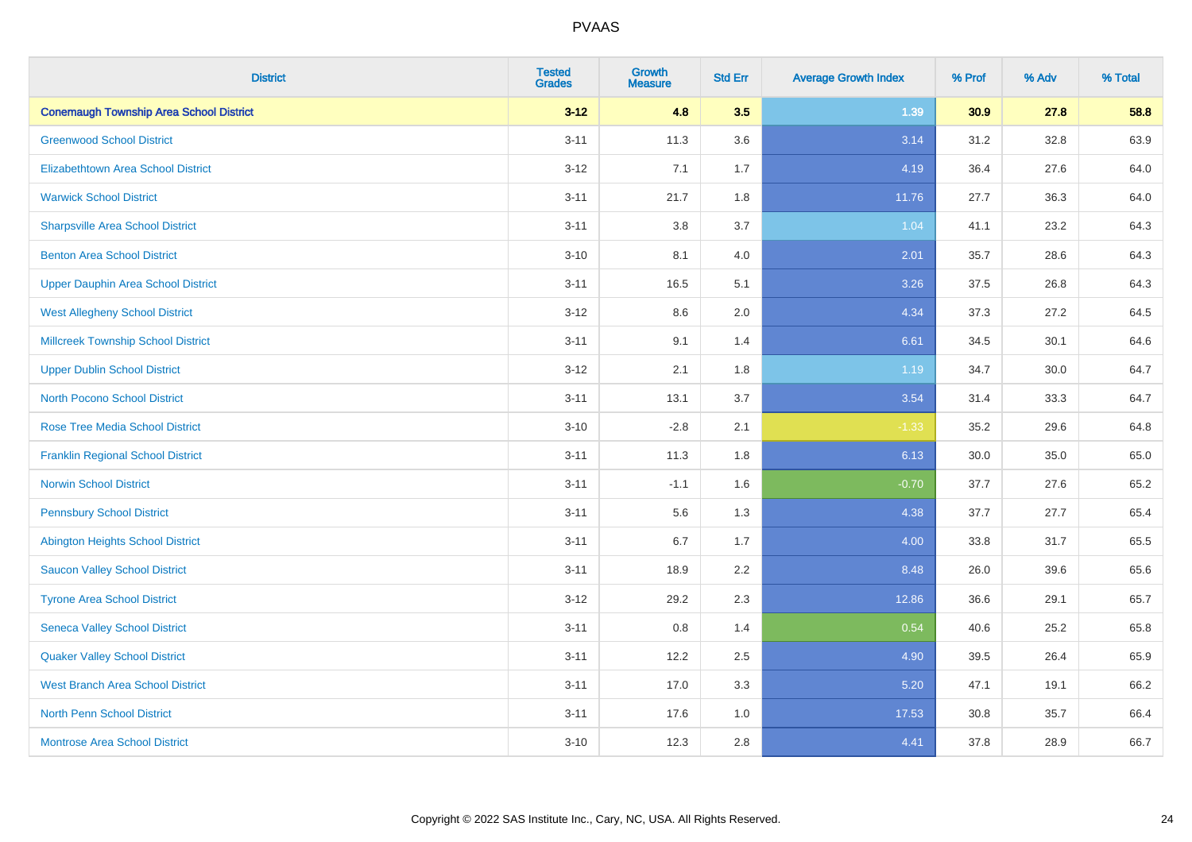| District | Tested Grades | Growth Measure | Std Err | Average Growth Index | % Prof | % Adv | % Total |
|---|---|---|---|---|---|---|---|
| **Conemaugh Township Area School District** | **3-12** | **4.8** | **3.5** | **1.39** | **30.9** | **27.8** | **58.8** |
| Greenwood School District | 3-11 | 11.3 | 3.6 | 3.14 | 31.2 | 32.8 | 63.9 |
| Elizabethtown Area School District | 3-12 | 7.1 | 1.7 | 4.19 | 36.4 | 27.6 | 64.0 |
| Warwick School District | 3-11 | 21.7 | 1.8 | 11.76 | 27.7 | 36.3 | 64.0 |
| Sharpsville Area School District | 3-11 | 3.8 | 3.7 | 1.04 | 41.1 | 23.2 | 64.3 |
| Benton Area School District | 3-10 | 8.1 | 4.0 | 2.01 | 35.7 | 28.6 | 64.3 |
| Upper Dauphin Area School District | 3-11 | 16.5 | 5.1 | 3.26 | 37.5 | 26.8 | 64.3 |
| West Allegheny School District | 3-12 | 8.6 | 2.0 | 4.34 | 37.3 | 27.2 | 64.5 |
| Millcreek Township School District | 3-11 | 9.1 | 1.4 | 6.61 | 34.5 | 30.1 | 64.6 |
| Upper Dublin School District | 3-12 | 2.1 | 1.8 | 1.19 | 34.7 | 30.0 | 64.7 |
| North Pocono School District | 3-11 | 13.1 | 3.7 | 3.54 | 31.4 | 33.3 | 64.7 |
| Rose Tree Media School District | 3-10 | -2.8 | 2.1 | -1.33 | 35.2 | 29.6 | 64.8 |
| Franklin Regional School District | 3-11 | 11.3 | 1.8 | 6.13 | 30.0 | 35.0 | 65.0 |
| Norwin School District | 3-11 | -1.1 | 1.6 | -0.70 | 37.7 | 27.6 | 65.2 |
| Pennsbury School District | 3-11 | 5.6 | 1.3 | 4.38 | 37.7 | 27.7 | 65.4 |
| Abington Heights School District | 3-11 | 6.7 | 1.7 | 4.00 | 33.8 | 31.7 | 65.5 |
| Saucon Valley School District | 3-11 | 18.9 | 2.2 | 8.48 | 26.0 | 39.6 | 65.6 |
| Tyrone Area School District | 3-12 | 29.2 | 2.3 | 12.86 | 36.6 | 29.1 | 65.7 |
| Seneca Valley School District | 3-11 | 0.8 | 1.4 | 0.54 | 40.6 | 25.2 | 65.8 |
| Quaker Valley School District | 3-11 | 12.2 | 2.5 | 4.90 | 39.5 | 26.4 | 65.9 |
| West Branch Area School District | 3-11 | 17.0 | 3.3 | 5.20 | 47.1 | 19.1 | 66.2 |
| North Penn School District | 3-11 | 17.6 | 1.0 | 17.53 | 30.8 | 35.7 | 66.4 |
| Montrose Area School District | 3-10 | 12.3 | 2.8 | 4.41 | 37.8 | 28.9 | 66.7 |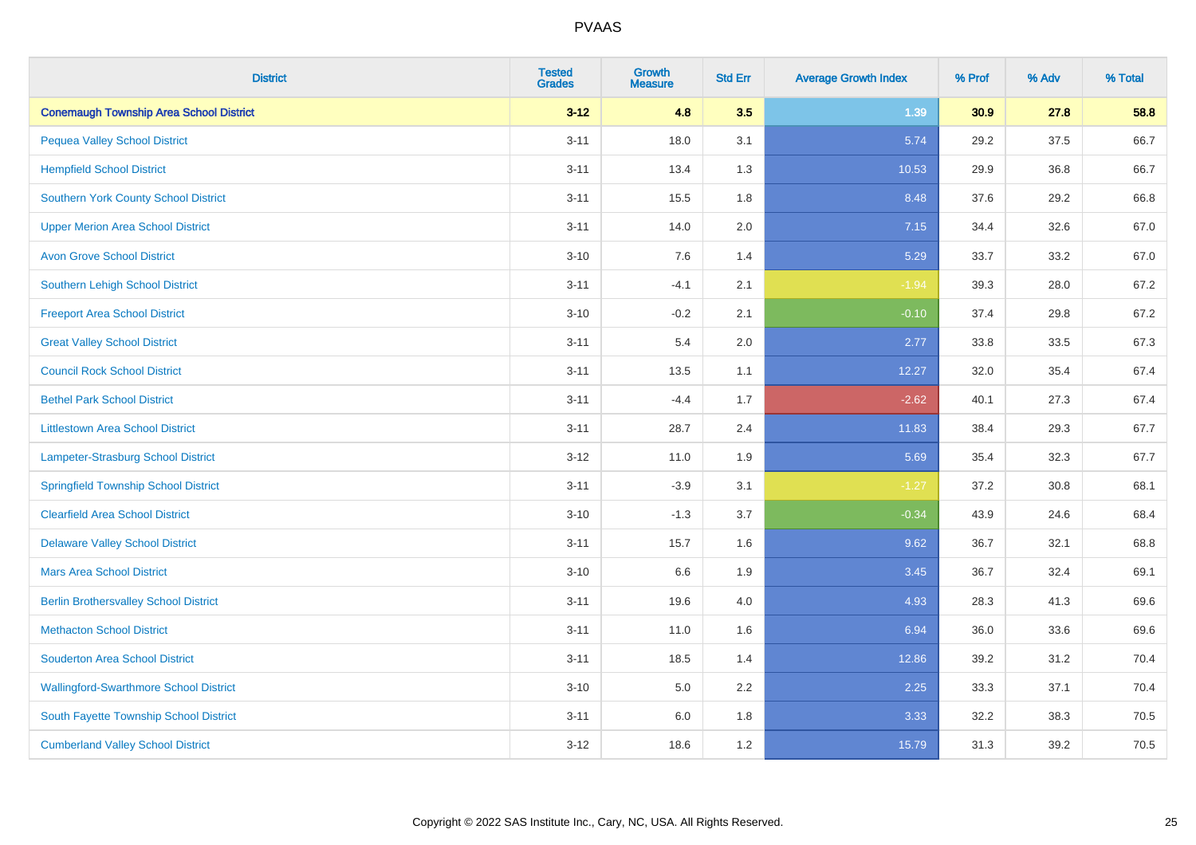# PVAAS

| District | Tested Grades | Growth Measure | Std Err | Average Growth Index | % Prof | % Adv | % Total |
|---|---|---|---|---|---|---|---|
| **Conemaugh Township Area School District** | **3-12** | **4.8** | **3.5** | **1.39** | **30.9** | **27.8** | **58.8** |
| Pequea Valley School District | 3-11 | 18.0 | 3.1 | 5.74 | 29.2 | 37.5 | 66.7 |
| Hempfield School District | 3-11 | 13.4 | 1.3 | 10.53 | 29.9 | 36.8 | 66.7 |
| Southern York County School District | 3-11 | 15.5 | 1.8 | 8.48 | 37.6 | 29.2 | 66.8 |
| Upper Merion Area School District | 3-11 | 14.0 | 2.0 | 7.15 | 34.4 | 32.6 | 67.0 |
| Avon Grove School District | 3-10 | 7.6 | 1.4 | 5.29 | 33.7 | 33.2 | 67.0 |
| Southern Lehigh School District | 3-11 | -4.1 | 2.1 | -1.94 | 39.3 | 28.0 | 67.2 |
| Freeport Area School District | 3-10 | -0.2 | 2.1 | -0.10 | 37.4 | 29.8 | 67.2 |
| Great Valley School District | 3-11 | 5.4 | 2.0 | 2.77 | 33.8 | 33.5 | 67.3 |
| Council Rock School District | 3-11 | 13.5 | 1.1 | 12.27 | 32.0 | 35.4 | 67.4 |
| Bethel Park School District | 3-11 | -4.4 | 1.7 | -2.62 | 40.1 | 27.3 | 67.4 |
| Littlestown Area School District | 3-11 | 28.7 | 2.4 | 11.83 | 38.4 | 29.3 | 67.7 |
| Lampeter-Strasburg School District | 3-12 | 11.0 | 1.9 | 5.69 | 35.4 | 32.3 | 67.7 |
| Springfield Township School District | 3-11 | -3.9 | 3.1 | -1.27 | 37.2 | 30.8 | 68.1 |
| Clearfield Area School District | 3-10 | -1.3 | 3.7 | -0.34 | 43.9 | 24.6 | 68.4 |
| Delaware Valley School District | 3-11 | 15.7 | 1.6 | 9.62 | 36.7 | 32.1 | 68.8 |
| Mars Area School District | 3-10 | 6.6 | 1.9 | 3.45 | 36.7 | 32.4 | 69.1 |
| Berlin Brothersvalley School District | 3-11 | 19.6 | 4.0 | 4.93 | 28.3 | 41.3 | 69.6 |
| Methacton School District | 3-11 | 11.0 | 1.6 | 6.94 | 36.0 | 33.6 | 69.6 |
| Souderton Area School District | 3-11 | 18.5 | 1.4 | 12.86 | 39.2 | 31.2 | 70.4 |
| Wallingford-Swarthmore School District | 3-10 | 5.0 | 2.2 | 2.25 | 33.3 | 37.1 | 70.4 |
| South Fayette Township School District | 3-11 | 6.0 | 1.8 | 3.33 | 32.2 | 38.3 | 70.5 |
| Cumberland Valley School District | 3-12 | 18.6 | 1.2 | 15.79 | 31.3 | 39.2 | 70.5 |

Copyright © 2022 SAS Institute Inc., Cary, NC, USA. All Rights Reserved.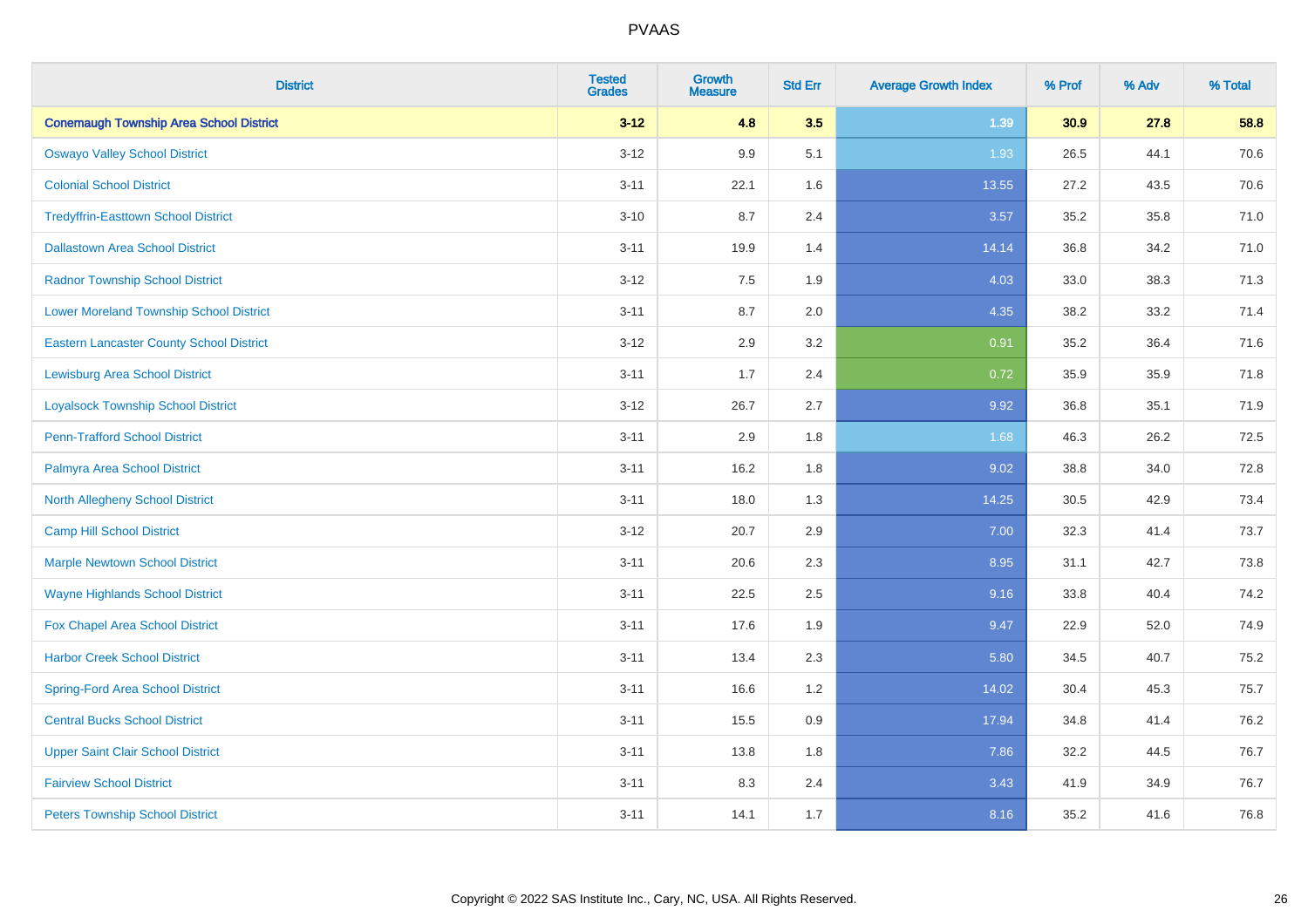# PVAAS

| District | Tested Grades | Growth Measure | Std Err | Average Growth Index | % Prof | % Adv | % Total |
|---|---|---|---|---|---|---|---|
| **Conemaugh Township Area School District** | **3-12** | **4.8** | **3.5** | **1.39** | **30.9** | **27.8** | **58.8** |
| Oswayo Valley School District | 3-12 | 9.9 | 5.1 | 1.93 | 26.5 | 44.1 | 70.6 |
| Colonial School District | 3-11 | 22.1 | 1.6 | 13.55 | 27.2 | 43.5 | 70.6 |
| Tredyffrin-Easttown School District | 3-10 | 8.7 | 2.4 | 3.57 | 35.2 | 35.8 | 71.0 |
| Dallastown Area School District | 3-11 | 19.9 | 1.4 | 14.14 | 36.8 | 34.2 | 71.0 |
| Radnor Township School District | 3-12 | 7.5 | 1.9 | 4.03 | 33.0 | 38.3 | 71.3 |
| Lower Moreland Township School District | 3-11 | 8.7 | 2.0 | 4.35 | 38.2 | 33.2 | 71.4 |
| Eastern Lancaster County School District | 3-12 | 2.9 | 3.2 | 0.91 | 35.2 | 36.4 | 71.6 |
| Lewisburg Area School District | 3-11 | 1.7 | 2.4 | 0.72 | 35.9 | 35.9 | 71.8 |
| Loyalsock Township School District | 3-12 | 26.7 | 2.7 | 9.92 | 36.8 | 35.1 | 71.9 |
| Penn-Trafford School District | 3-11 | 2.9 | 1.8 | 1.68 | 46.3 | 26.2 | 72.5 |
| Palmyra Area School District | 3-11 | 16.2 | 1.8 | 9.02 | 38.8 | 34.0 | 72.8 |
| North Allegheny School District | 3-11 | 18.0 | 1.3 | 14.25 | 30.5 | 42.9 | 73.4 |
| Camp Hill School District | 3-12 | 20.7 | 2.9 | 7.00 | 32.3 | 41.4 | 73.7 |
| Marple Newtown School District | 3-11 | 20.6 | 2.3 | 8.95 | 31.1 | 42.7 | 73.8 |
| Wayne Highlands School District | 3-11 | 22.5 | 2.5 | 9.16 | 33.8 | 40.4 | 74.2 |
| Fox Chapel Area School District | 3-11 | 17.6 | 1.9 | 9.47 | 22.9 | 52.0 | 74.9 |
| Harbor Creek School District | 3-11 | 13.4 | 2.3 | 5.80 | 34.5 | 40.7 | 75.2 |
| Spring-Ford Area School District | 3-11 | 16.6 | 1.2 | 14.02 | 30.4 | 45.3 | 75.7 |
| Central Bucks School District | 3-11 | 15.5 | 0.9 | 17.94 | 34.8 | 41.4 | 76.2 |
| Upper Saint Clair School District | 3-11 | 13.8 | 1.8 | 7.86 | 32.2 | 44.5 | 76.7 |
| Fairview School District | 3-11 | 8.3 | 2.4 | 3.43 | 41.9 | 34.9 | 76.7 |
| Peters Township School District | 3-11 | 14.1 | 1.7 | 8.16 | 35.2 | 41.6 | 76.8 |

Copyright © 2022 SAS Institute Inc., Cary, NC, USA. All Rights Reserved.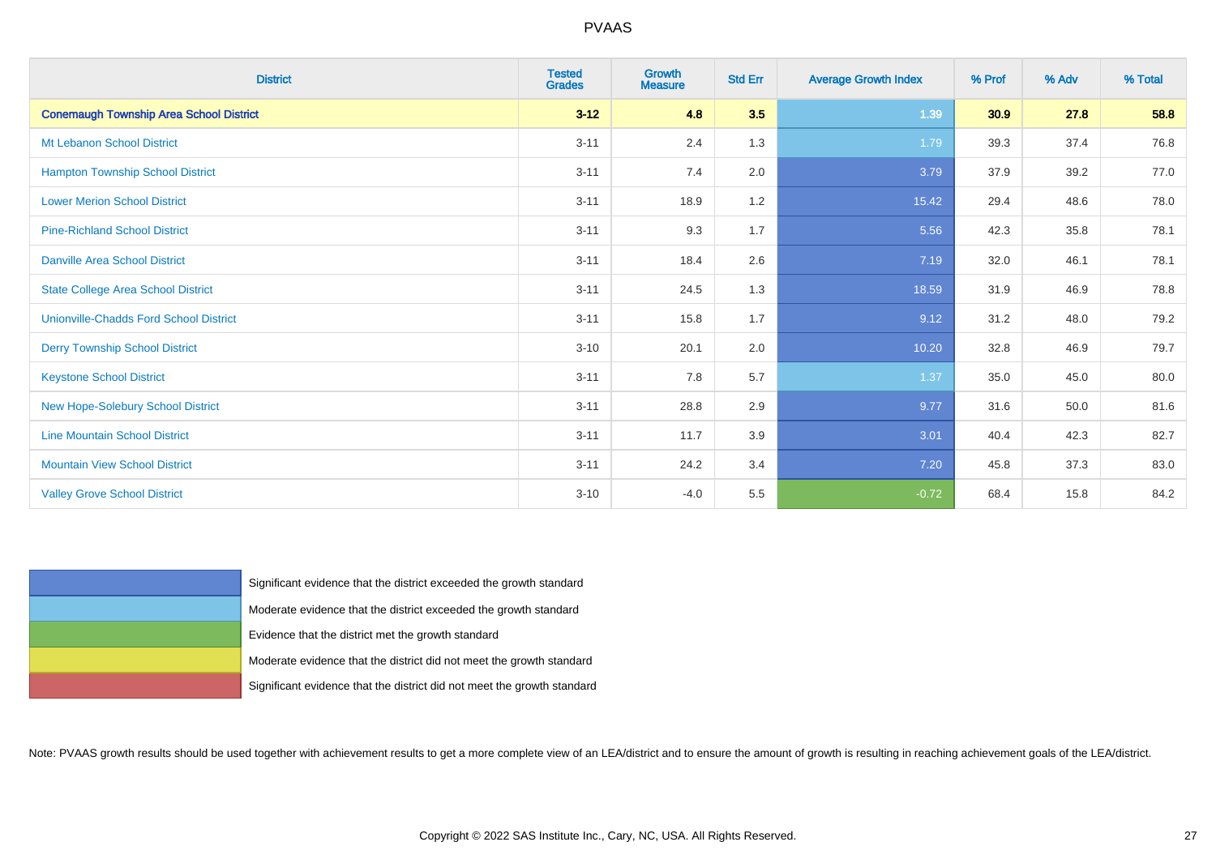PVAAS

| District | Tested Grades | Growth Measure | Std Err | Average Growth Index | % Prof | % Adv | % Total |
|---|---|---|---|---|---|---|---|
| **Conemaugh Township Area School District** | **3-12** | **4.8** | **3.5** | **1.39** | **30.9** | **27.8** | **58.8** |
| Mt Lebanon School District | 3-11 | 2.4 | 1.3 | 1.79 | 39.3 | 37.4 | 76.8 |
| Hampton Township School District | 3-11 | 7.4 | 2.0 | 3.79 | 37.9 | 39.2 | 77.0 |
| Lower Merion School District | 3-11 | 18.9 | 1.2 | 15.42 | 29.4 | 48.6 | 78.0 |
| Pine-Richland School District | 3-11 | 9.3 | 1.7 | 5.56 | 42.3 | 35.8 | 78.1 |
| Danville Area School District | 3-11 | 18.4 | 2.6 | 7.19 | 32.0 | 46.1 | 78.1 |
| State College Area School District | 3-11 | 24.5 | 1.3 | 18.59 | 31.9 | 46.9 | 78.8 |
| Unionville-Chadds Ford School District | 3-11 | 15.8 | 1.7 | 9.12 | 31.2 | 48.0 | 79.2 |
| Derry Township School District | 3-10 | 20.1 | 2.0 | 10.20 | 32.8 | 46.9 | 79.7 |
| Keystone School District | 3-11 | 7.8 | 5.7 | 1.37 | 35.0 | 45.0 | 80.0 |
| New Hope-Solebury School District | 3-11 | 28.8 | 2.9 | 9.77 | 31.6 | 50.0 | 81.6 |
| Line Mountain School District | 3-11 | 11.7 | 3.9 | 3.01 | 40.4 | 42.3 | 82.7 |
| Mountain View School District | 3-11 | 24.2 | 3.4 | 7.20 | 45.8 | 37.3 | 83.0 |
| Valley Grove School District | 3-10 | -4.0 | 5.5 | -0.72 | 68.4 | 15.8 | 84.2 |

Significant evidence that the district exceeded the growth standard

Moderate evidence that the district exceeded the growth standard

Evidence that the district met the growth standard

Moderate evidence that the district did not meet the growth standard

Significant evidence that the district did not meet the growth standard

Note: PVAAS growth results should be used together with achievement results to get a more complete view of an LEA/district and to ensure the amount of growth is resulting in reaching achievement goals of the LEA/district.

Copyright © 2022 SAS Institute Inc., Cary, NC, USA. All Rights Reserved.